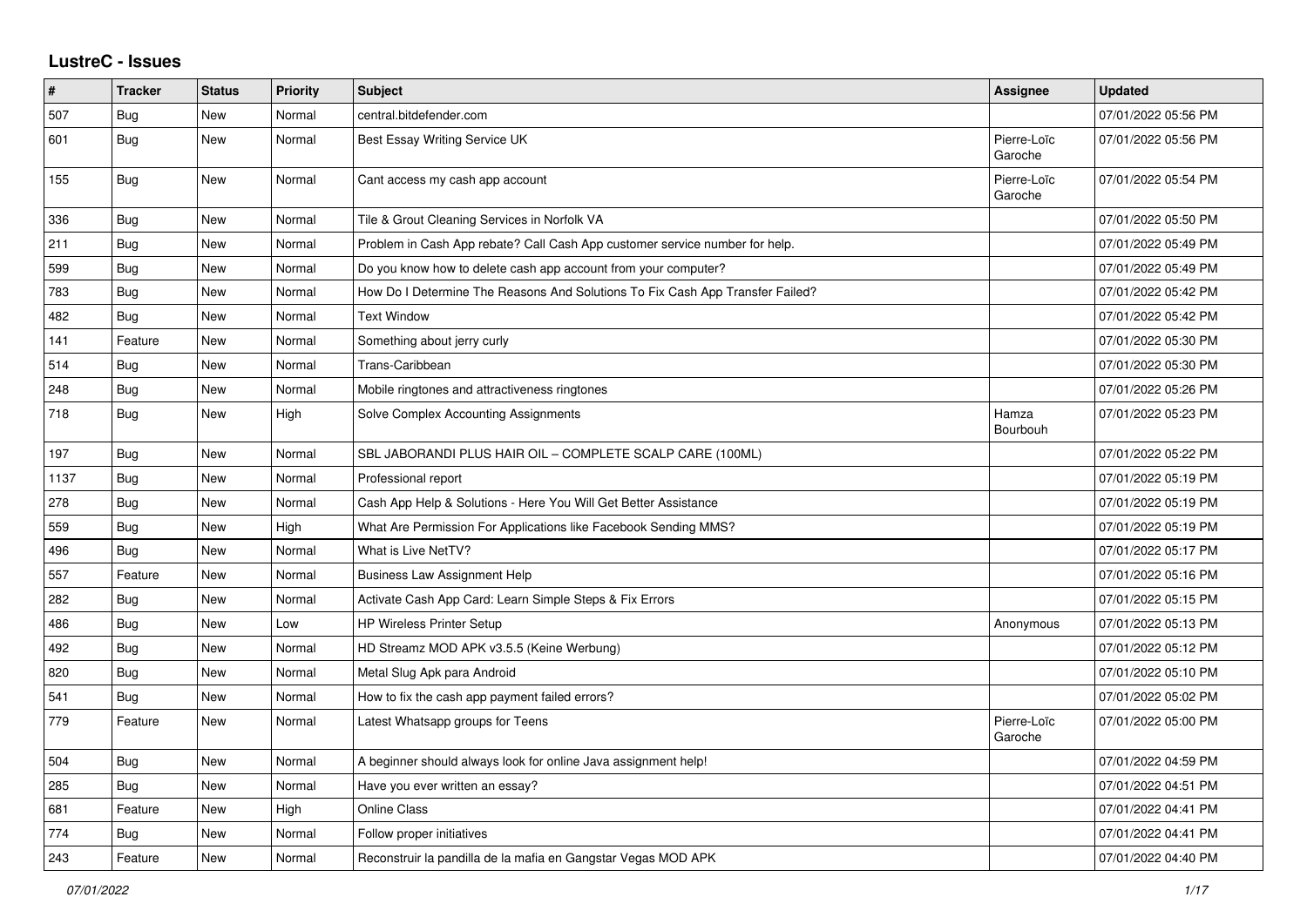## LustreC - Issues

| # | Tracker | Status | Priority | Subject | Assignee | Updated |
|---|---|---|---|---|---|---|
| 507 | Bug | New | Normal | central.bitdefender.com | | 07/01/2022 05:56 PM |
| 601 | Bug | New | Normal | Best Essay Writing Service UK | Pierre-Loïc Garoche | 07/01/2022 05:56 PM |
| 155 | Bug | New | Normal | Cant access my cash app account | Pierre-Loïc Garoche | 07/01/2022 05:54 PM |
| 336 | Bug | New | Normal | Tile & Grout Cleaning Services in Norfolk VA | | 07/01/2022 05:50 PM |
| 211 | Bug | New | Normal | Problem in Cash App rebate? Call Cash App customer service number for help. | | 07/01/2022 05:49 PM |
| 599 | Bug | New | Normal | Do you know how to delete cash app account from your computer? | | 07/01/2022 05:49 PM |
| 783 | Bug | New | Normal | How Do I Determine The Reasons And Solutions To Fix Cash App Transfer Failed? | | 07/01/2022 05:42 PM |
| 482 | Bug | New | Normal | Text Window | | 07/01/2022 05:42 PM |
| 141 | Feature | New | Normal | Something about jerry curly | | 07/01/2022 05:30 PM |
| 514 | Bug | New | Normal | Trans-Caribbean | | 07/01/2022 05:30 PM |
| 248 | Bug | New | Normal | Mobile ringtones and attractiveness ringtones | | 07/01/2022 05:26 PM |
| 718 | Bug | New | High | Solve Complex Accounting Assignments | Hamza Bourbouh | 07/01/2022 05:23 PM |
| 197 | Bug | New | Normal | SBL JABORANDI PLUS HAIR OIL – COMPLETE SCALP CARE (100ML) | | 07/01/2022 05:22 PM |
| 1137 | Bug | New | Normal | Professional report | | 07/01/2022 05:19 PM |
| 278 | Bug | New | Normal | Cash App Help & Solutions - Here You Will Get Better Assistance | | 07/01/2022 05:19 PM |
| 559 | Bug | New | High | What Are Permission For Applications like Facebook Sending MMS? | | 07/01/2022 05:19 PM |
| 496 | Bug | New | Normal | What is Live NetTV? | | 07/01/2022 05:17 PM |
| 557 | Feature | New | Normal | Business Law Assignment Help | | 07/01/2022 05:16 PM |
| 282 | Bug | New | Normal | Activate Cash App Card: Learn Simple Steps & Fix Errors | | 07/01/2022 05:15 PM |
| 486 | Bug | New | Low | HP Wireless Printer Setup | Anonymous | 07/01/2022 05:13 PM |
| 492 | Bug | New | Normal | HD Streamz MOD APK v3.5.5 (Keine Werbung) | | 07/01/2022 05:12 PM |
| 820 | Bug | New | Normal | Metal Slug Apk para Android | | 07/01/2022 05:10 PM |
| 541 | Bug | New | Normal | How to fix the cash app payment failed errors? | | 07/01/2022 05:02 PM |
| 779 | Feature | New | Normal | Latest Whatsapp groups for Teens | Pierre-Loïc Garoche | 07/01/2022 05:00 PM |
| 504 | Bug | New | Normal | A beginner should always look for online Java assignment help! | | 07/01/2022 04:59 PM |
| 285 | Bug | New | Normal | Have you ever written an essay? | | 07/01/2022 04:51 PM |
| 681 | Feature | New | High | Online Class | | 07/01/2022 04:41 PM |
| 774 | Bug | New | Normal | Follow proper initiatives | | 07/01/2022 04:41 PM |
| 243 | Feature | New | Normal | Reconstruir la pandilla de la mafia en Gangstar Vegas MOD APK | | 07/01/2022 04:40 PM |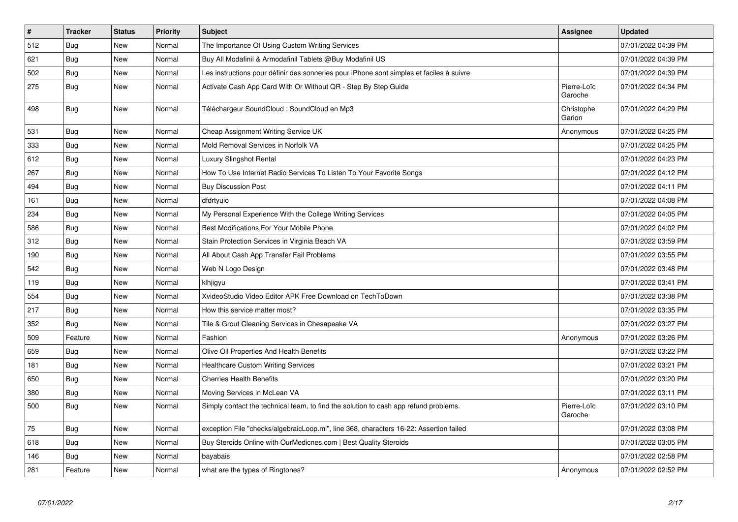| # | Tracker | Status | Priority | Subject | Assignee | Updated |
|---|---|---|---|---|---|---|
| 512 | Bug | New | Normal | The Importance Of Using Custom Writing Services | | 07/01/2022 04:39 PM |
| 621 | Bug | New | Normal | Buy All Modafinil & Armodafinil Tablets @Buy Modafinil US | | 07/01/2022 04:39 PM |
| 502 | Bug | New | Normal | Les instructions pour définir des sonneries pour iPhone sont simples et faciles à suivre | | 07/01/2022 04:39 PM |
| 275 | Bug | New | Normal | Activate Cash App Card With Or Without QR - Step By Step Guide | Pierre-Loïc Garoche | 07/01/2022 04:34 PM |
| 498 | Bug | New | Normal | Téléchargeur SoundCloud : SoundCloud en Mp3 | Christophe Garion | 07/01/2022 04:29 PM |
| 531 | Bug | New | Normal | Cheap Assignment Writing Service UK | Anonymous | 07/01/2022 04:25 PM |
| 333 | Bug | New | Normal | Mold Removal Services in Norfolk VA | | 07/01/2022 04:25 PM |
| 612 | Bug | New | Normal | Luxury Slingshot Rental | | 07/01/2022 04:23 PM |
| 267 | Bug | New | Normal | How To Use Internet Radio Services To Listen To Your Favorite Songs | | 07/01/2022 04:12 PM |
| 494 | Bug | New | Normal | Buy Discussion Post | | 07/01/2022 04:11 PM |
| 161 | Bug | New | Normal | dfdrtyuio | | 07/01/2022 04:08 PM |
| 234 | Bug | New | Normal | My Personal Experience With the College Writing Services | | 07/01/2022 04:05 PM |
| 586 | Bug | New | Normal | Best Modifications For Your Mobile Phone | | 07/01/2022 04:02 PM |
| 312 | Bug | New | Normal | Stain Protection Services in Virginia Beach VA | | 07/01/2022 03:59 PM |
| 190 | Bug | New | Normal | All About Cash App Transfer Fail Problems | | 07/01/2022 03:55 PM |
| 542 | Bug | New | Normal | Web N Logo Design | | 07/01/2022 03:48 PM |
| 119 | Bug | New | Normal | klhjigyu | | 07/01/2022 03:41 PM |
| 554 | Bug | New | Normal | XvideoStudio Video Editor APK Free Download on TechToDown | | 07/01/2022 03:38 PM |
| 217 | Bug | New | Normal | How this service matter most? | | 07/01/2022 03:35 PM |
| 352 | Bug | New | Normal | Tile & Grout Cleaning Services in Chesapeake VA | | 07/01/2022 03:27 PM |
| 509 | Feature | New | Normal | Fashion | Anonymous | 07/01/2022 03:26 PM |
| 659 | Bug | New | Normal | Olive Oil Properties And Health Benefits | | 07/01/2022 03:22 PM |
| 181 | Bug | New | Normal | Healthcare Custom Writing Services | | 07/01/2022 03:21 PM |
| 650 | Bug | New | Normal | Cherries Health Benefits | | 07/01/2022 03:20 PM |
| 380 | Bug | New | Normal | Moving Services in McLean VA | | 07/01/2022 03:11 PM |
| 500 | Bug | New | Normal | Simply contact the technical team, to find the solution to cash app refund problems. | Pierre-Loïc Garoche | 07/01/2022 03:10 PM |
| 75 | Bug | New | Normal | exception File "checks/algebraicLoop.ml", line 368, characters 16-22: Assertion failed | | 07/01/2022 03:08 PM |
| 618 | Bug | New | Normal | Buy Steroids Online with OurMedicnes.com \| Best Quality Steroids | | 07/01/2022 03:05 PM |
| 146 | Bug | New | Normal | bayabais | | 07/01/2022 02:58 PM |
| 281 | Feature | New | Normal | what are the types of Ringtones? | Anonymous | 07/01/2022 02:52 PM |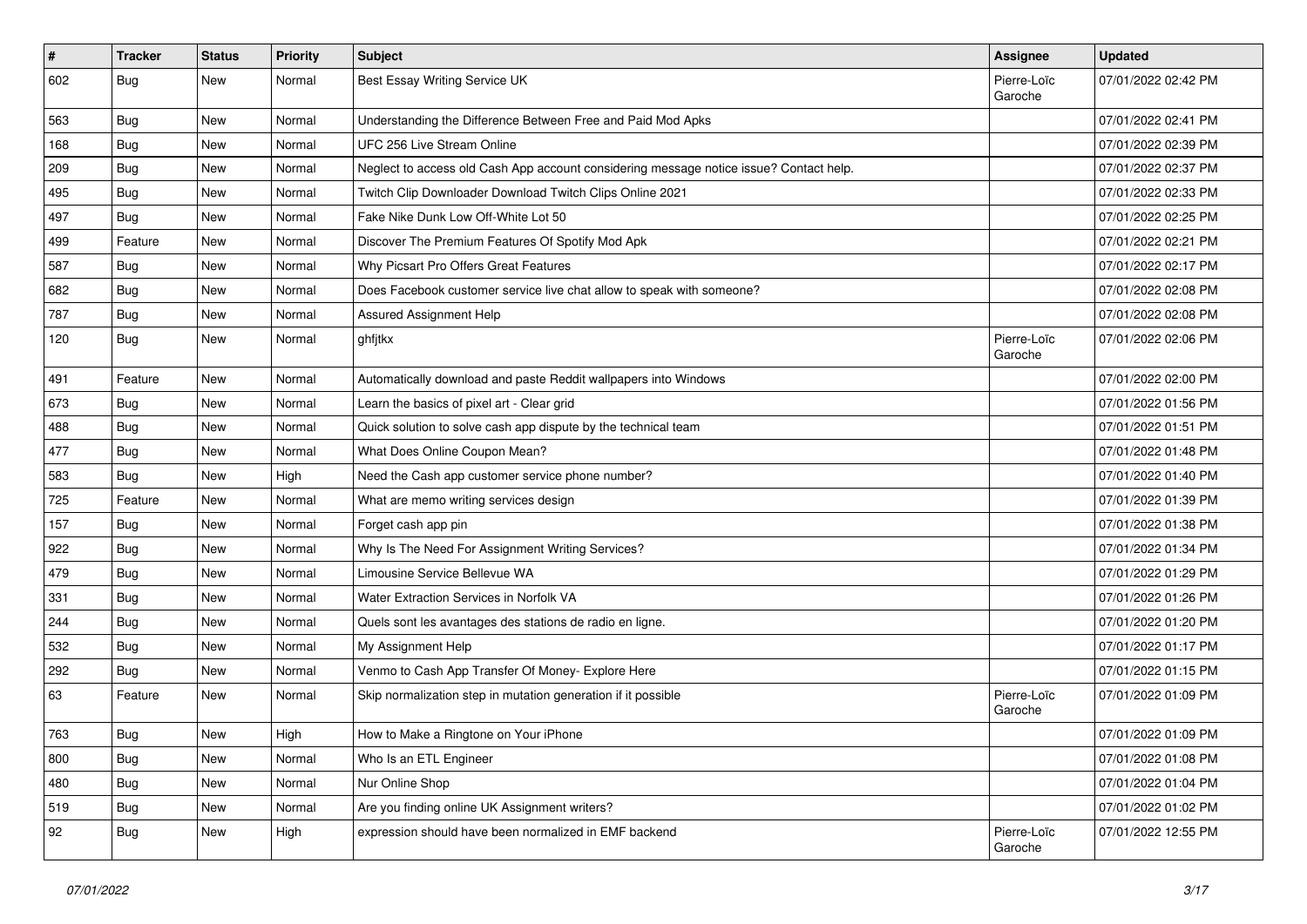| # | Tracker | Status | Priority | Subject | Assignee | Updated |
|---|---|---|---|---|---|---|
| 602 | Bug | New | Normal | Best Essay Writing Service UK | Pierre-Loïc Garoche | 07/01/2022 02:42 PM |
| 563 | Bug | New | Normal | Understanding the Difference Between Free and Paid Mod Apks | | 07/01/2022 02:41 PM |
| 168 | Bug | New | Normal | UFC 256 Live Stream Online | | 07/01/2022 02:39 PM |
| 209 | Bug | New | Normal | Neglect to access old Cash App account considering message notice issue? Contact help. | | 07/01/2022 02:37 PM |
| 495 | Bug | New | Normal | Twitch Clip Downloader Download Twitch Clips Online 2021 | | 07/01/2022 02:33 PM |
| 497 | Bug | New | Normal | Fake Nike Dunk Low Off-White Lot 50 | | 07/01/2022 02:25 PM |
| 499 | Feature | New | Normal | Discover The Premium Features Of Spotify Mod Apk | | 07/01/2022 02:21 PM |
| 587 | Bug | New | Normal | Why Picsart Pro Offers Great Features | | 07/01/2022 02:17 PM |
| 682 | Bug | New | Normal | Does Facebook customer service live chat allow to speak with someone? | | 07/01/2022 02:08 PM |
| 787 | Bug | New | Normal | Assured Assignment Help | | 07/01/2022 02:08 PM |
| 120 | Bug | New | Normal | ghfjtkx | Pierre-Loïc Garoche | 07/01/2022 02:06 PM |
| 491 | Feature | New | Normal | Automatically download and paste Reddit wallpapers into Windows | | 07/01/2022 02:00 PM |
| 673 | Bug | New | Normal | Learn the basics of pixel art - Clear grid | | 07/01/2022 01:56 PM |
| 488 | Bug | New | Normal | Quick solution to solve cash app dispute by the technical team | | 07/01/2022 01:51 PM |
| 477 | Bug | New | Normal | What Does Online Coupon Mean? | | 07/01/2022 01:48 PM |
| 583 | Bug | New | High | Need the Cash app customer service phone number? | | 07/01/2022 01:40 PM |
| 725 | Feature | New | Normal | What are memo writing services design | | 07/01/2022 01:39 PM |
| 157 | Bug | New | Normal | Forget cash app pin | | 07/01/2022 01:38 PM |
| 922 | Bug | New | Normal | Why Is The Need For Assignment Writing Services? | | 07/01/2022 01:34 PM |
| 479 | Bug | New | Normal | Limousine Service Bellevue WA | | 07/01/2022 01:29 PM |
| 331 | Bug | New | Normal | Water Extraction Services in Norfolk VA | | 07/01/2022 01:26 PM |
| 244 | Bug | New | Normal | Quels sont les avantages des stations de radio en ligne. | | 07/01/2022 01:20 PM |
| 532 | Bug | New | Normal | My Assignment Help | | 07/01/2022 01:17 PM |
| 292 | Bug | New | Normal | Venmo to Cash App Transfer Of Money- Explore Here | | 07/01/2022 01:15 PM |
| 63 | Feature | New | Normal | Skip normalization step in mutation generation if it possible | Pierre-Loïc Garoche | 07/01/2022 01:09 PM |
| 763 | Bug | New | High | How to Make a Ringtone on Your iPhone | | 07/01/2022 01:09 PM |
| 800 | Bug | New | Normal | Who Is an ETL Engineer | | 07/01/2022 01:08 PM |
| 480 | Bug | New | Normal | Nur Online Shop | | 07/01/2022 01:04 PM |
| 519 | Bug | New | Normal | Are you finding online UK Assignment writers? | | 07/01/2022 01:02 PM |
| 92 | Bug | New | High | expression should have been normalized in EMF backend | Pierre-Loïc Garoche | 07/01/2022 12:55 PM |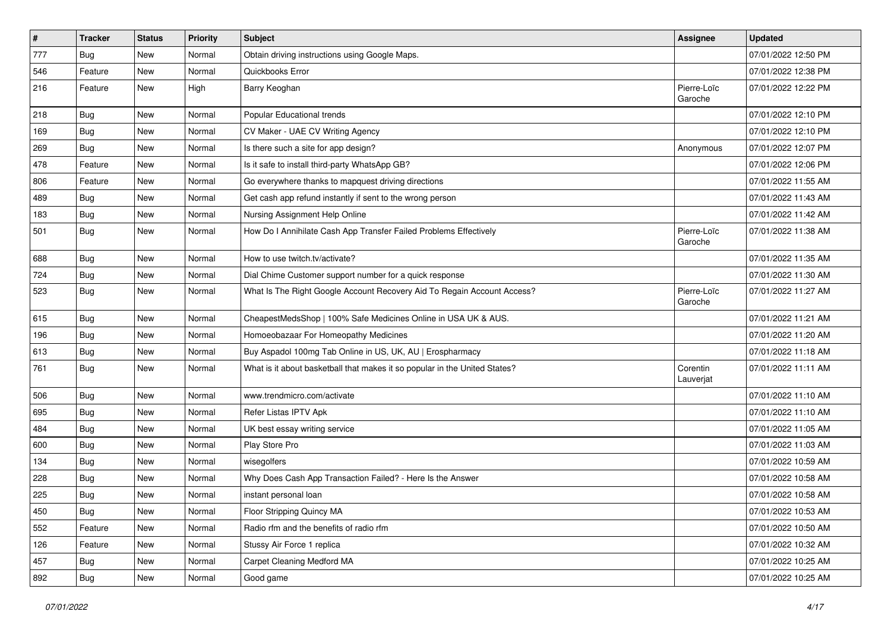| # | Tracker | Status | Priority | Subject | Assignee | Updated |
|---|---|---|---|---|---|---|
| 777 | Bug | New | Normal | Obtain driving instructions using Google Maps. | | 07/01/2022 12:50 PM |
| 546 | Feature | New | Normal | Quickbooks Error | | 07/01/2022 12:38 PM |
| 216 | Feature | New | High | Barry Keoghan | Pierre-Loïc Garoche | 07/01/2022 12:22 PM |
| 218 | Bug | New | Normal | Popular Educational trends | | 07/01/2022 12:10 PM |
| 169 | Bug | New | Normal | CV Maker - UAE CV Writing Agency | | 07/01/2022 12:10 PM |
| 269 | Bug | New | Normal | Is there such a site for app design? | Anonymous | 07/01/2022 12:07 PM |
| 478 | Feature | New | Normal | Is it safe to install third-party WhatsApp GB? | | 07/01/2022 12:06 PM |
| 806 | Feature | New | Normal | Go everywhere thanks to mapquest driving directions | | 07/01/2022 11:55 AM |
| 489 | Bug | New | Normal | Get cash app refund instantly if sent to the wrong person | | 07/01/2022 11:43 AM |
| 183 | Bug | New | Normal | Nursing Assignment Help Online | | 07/01/2022 11:42 AM |
| 501 | Bug | New | Normal | How Do I Annihilate Cash App Transfer Failed Problems Effectively | Pierre-Loïc Garoche | 07/01/2022 11:38 AM |
| 688 | Bug | New | Normal | How to use twitch.tv/activate? | | 07/01/2022 11:35 AM |
| 724 | Bug | New | Normal | Dial Chime Customer support number for a quick response | | 07/01/2022 11:30 AM |
| 523 | Bug | New | Normal | What Is The Right Google Account Recovery Aid To Regain Account Access? | Pierre-Loïc Garoche | 07/01/2022 11:27 AM |
| 615 | Bug | New | Normal | CheapestMedsShop \| 100% Safe Medicines Online in USA UK & AUS. | | 07/01/2022 11:21 AM |
| 196 | Bug | New | Normal | Homoeobazaar For Homeopathy Medicines | | 07/01/2022 11:20 AM |
| 613 | Bug | New | Normal | Buy Aspadol 100mg Tab Online in US, UK, AU \| Erospharmacy | | 07/01/2022 11:18 AM |
| 761 | Bug | New | Normal | What is it about basketball that makes it so popular in the United States? | Corentin Lauverjat | 07/01/2022 11:11 AM |
| 506 | Bug | New | Normal | www.trendmicro.com/activate | | 07/01/2022 11:10 AM |
| 695 | Bug | New | Normal | Refer Listas IPTV Apk | | 07/01/2022 11:10 AM |
| 484 | Bug | New | Normal | UK best essay writing service | | 07/01/2022 11:05 AM |
| 600 | Bug | New | Normal | Play Store Pro | | 07/01/2022 11:03 AM |
| 134 | Bug | New | Normal | wisegolfers | | 07/01/2022 10:59 AM |
| 228 | Bug | New | Normal | Why Does Cash App Transaction Failed? - Here Is the Answer | | 07/01/2022 10:58 AM |
| 225 | Bug | New | Normal | instant personal loan | | 07/01/2022 10:58 AM |
| 450 | Bug | New | Normal | Floor Stripping Quincy MA | | 07/01/2022 10:53 AM |
| 552 | Feature | New | Normal | Radio rfm and the benefits of radio rfm | | 07/01/2022 10:50 AM |
| 126 | Feature | New | Normal | Stussy Air Force 1 replica | | 07/01/2022 10:32 AM |
| 457 | Bug | New | Normal | Carpet Cleaning Medford MA | | 07/01/2022 10:25 AM |
| 892 | Bug | New | Normal | Good game | | 07/01/2022 10:25 AM |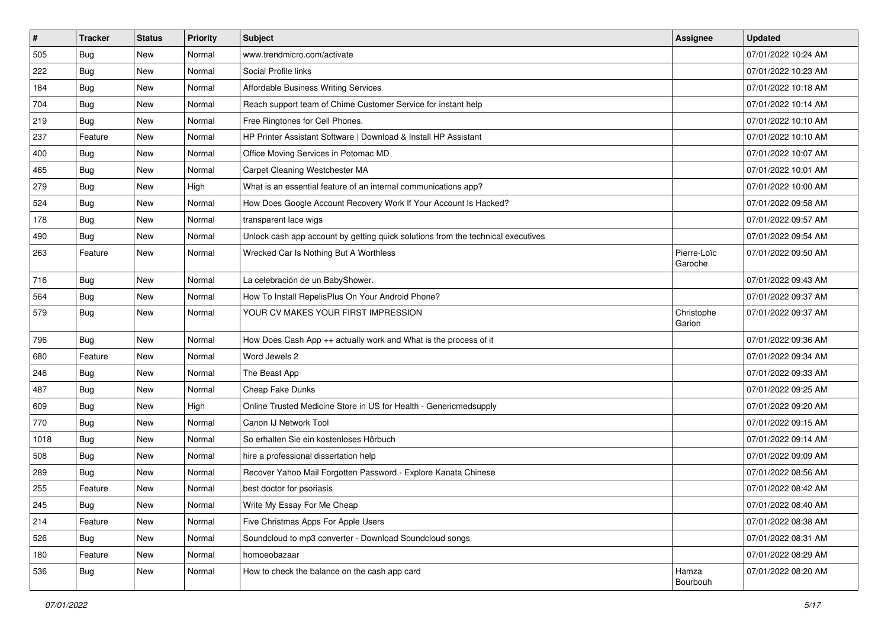| # | Tracker | Status | Priority | Subject | Assignee | Updated |
|---|---|---|---|---|---|---|
| 505 | Bug | New | Normal | www.trendmicro.com/activate | | 07/01/2022 10:24 AM |
| 222 | Bug | New | Normal | Social Profile links | | 07/01/2022 10:23 AM |
| 184 | Bug | New | Normal | Affordable Business Writing Services | | 07/01/2022 10:18 AM |
| 704 | Bug | New | Normal | Reach support team of Chime Customer Service for instant help | | 07/01/2022 10:14 AM |
| 219 | Bug | New | Normal | Free Ringtones for Cell Phones. | | 07/01/2022 10:10 AM |
| 237 | Feature | New | Normal | HP Printer Assistant Software \| Download & Install HP Assistant | | 07/01/2022 10:10 AM |
| 400 | Bug | New | Normal | Office Moving Services in Potomac MD | | 07/01/2022 10:07 AM |
| 465 | Bug | New | Normal | Carpet Cleaning Westchester MA | | 07/01/2022 10:01 AM |
| 279 | Bug | New | High | What is an essential feature of an internal communications app? | | 07/01/2022 10:00 AM |
| 524 | Bug | New | Normal | How Does Google Account Recovery Work If Your Account Is Hacked? | | 07/01/2022 09:58 AM |
| 178 | Bug | New | Normal | transparent lace wigs | | 07/01/2022 09:57 AM |
| 490 | Bug | New | Normal | Unlock cash app account by getting quick solutions from the technical executives | | 07/01/2022 09:54 AM |
| 263 | Feature | New | Normal | Wrecked Car Is Nothing But A Worthless | Pierre-Loïc Garoche | 07/01/2022 09:50 AM |
| 716 | Bug | New | Normal | La celebración de un BabyShower. | | 07/01/2022 09:43 AM |
| 564 | Bug | New | Normal | How To Install RepelisPlus On Your Android Phone? | | 07/01/2022 09:37 AM |
| 579 | Bug | New | Normal | YOUR CV MAKES YOUR FIRST IMPRESSION | Christophe Garion | 07/01/2022 09:37 AM |
| 796 | Bug | New | Normal | How Does Cash App ++ actually work and What is the process of it | | 07/01/2022 09:36 AM |
| 680 | Feature | New | Normal | Word Jewels 2 | | 07/01/2022 09:34 AM |
| 246 | Bug | New | Normal | The Beast App | | 07/01/2022 09:33 AM |
| 487 | Bug | New | Normal | Cheap Fake Dunks | | 07/01/2022 09:25 AM |
| 609 | Bug | New | High | Online Trusted Medicine Store in US for Health - Genericmedsupply | | 07/01/2022 09:20 AM |
| 770 | Bug | New | Normal | Canon IJ Network Tool | | 07/01/2022 09:15 AM |
| 1018 | Bug | New | Normal | So erhalten Sie ein kostenloses Hörbuch | | 07/01/2022 09:14 AM |
| 508 | Bug | New | Normal | hire a professional dissertation help | | 07/01/2022 09:09 AM |
| 289 | Bug | New | Normal | Recover Yahoo Mail Forgotten Password - Explore Kanata Chinese | | 07/01/2022 08:56 AM |
| 255 | Feature | New | Normal | best doctor for psoriasis | | 07/01/2022 08:42 AM |
| 245 | Bug | New | Normal | Write My Essay For Me Cheap | | 07/01/2022 08:40 AM |
| 214 | Feature | New | Normal | Five Christmas Apps For Apple Users | | 07/01/2022 08:38 AM |
| 526 | Bug | New | Normal | Soundcloud to mp3 converter - Download Soundcloud songs | | 07/01/2022 08:31 AM |
| 180 | Feature | New | Normal | homoeobazaar | | 07/01/2022 08:29 AM |
| 536 | Bug | New | Normal | How to check the balance on the cash app card | Hamza Bourbouh | 07/01/2022 08:20 AM |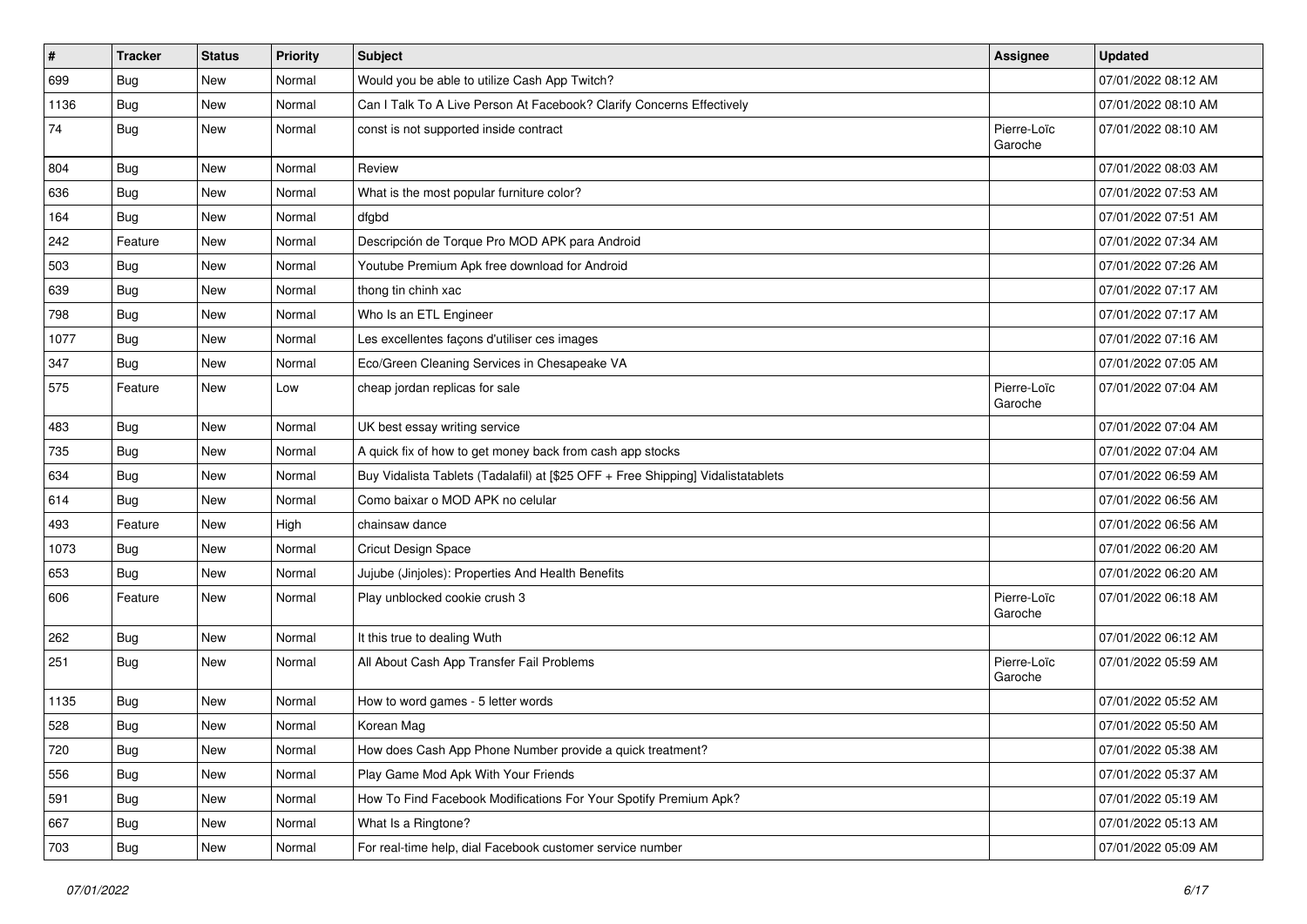| # | Tracker | Status | Priority | Subject | Assignee | Updated |
|---|---|---|---|---|---|---|
| 699 | Bug | New | Normal | Would you be able to utilize Cash App Twitch? | | 07/01/2022 08:12 AM |
| 1136 | Bug | New | Normal | Can I Talk To A Live Person At Facebook? Clarify Concerns Effectively | | 07/01/2022 08:10 AM |
| 74 | Bug | New | Normal | const is not supported inside contract | Pierre-Loïc Garoche | 07/01/2022 08:10 AM |
| 804 | Bug | New | Normal | Review | | 07/01/2022 08:03 AM |
| 636 | Bug | New | Normal | What is the most popular furniture color? | | 07/01/2022 07:53 AM |
| 164 | Bug | New | Normal | dfgbd | | 07/01/2022 07:51 AM |
| 242 | Feature | New | Normal | Descripción de Torque Pro MOD APK para Android | | 07/01/2022 07:34 AM |
| 503 | Bug | New | Normal | Youtube Premium Apk free download for Android | | 07/01/2022 07:26 AM |
| 639 | Bug | New | Normal | thong tin chinh xac | | 07/01/2022 07:17 AM |
| 798 | Bug | New | Normal | Who Is an ETL Engineer | | 07/01/2022 07:17 AM |
| 1077 | Bug | New | Normal | Les excellentes façons d'utiliser ces images | | 07/01/2022 07:16 AM |
| 347 | Bug | New | Normal | Eco/Green Cleaning Services in Chesapeake VA | | 07/01/2022 07:05 AM |
| 575 | Feature | New | Low | cheap jordan replicas for sale | Pierre-Loïc Garoche | 07/01/2022 07:04 AM |
| 483 | Bug | New | Normal | UK best essay writing service | | 07/01/2022 07:04 AM |
| 735 | Bug | New | Normal | A quick fix of how to get money back from cash app stocks | | 07/01/2022 07:04 AM |
| 634 | Bug | New | Normal | Buy Vidalista Tablets (Tadalafil) at [$25 OFF + Free Shipping] Vidalistatablets | | 07/01/2022 06:59 AM |
| 614 | Bug | New | Normal | Como baixar o MOD APK no celular | | 07/01/2022 06:56 AM |
| 493 | Feature | New | High | chainsaw dance | | 07/01/2022 06:56 AM |
| 1073 | Bug | New | Normal | Cricut Design Space | | 07/01/2022 06:20 AM |
| 653 | Bug | New | Normal | Jujube (Jinjoles): Properties And Health Benefits | | 07/01/2022 06:20 AM |
| 606 | Feature | New | Normal | Play unblocked cookie crush 3 | Pierre-Loïc Garoche | 07/01/2022 06:18 AM |
| 262 | Bug | New | Normal | It this true to dealing Wuth | | 07/01/2022 06:12 AM |
| 251 | Bug | New | Normal | All About Cash App Transfer Fail Problems | Pierre-Loïc Garoche | 07/01/2022 05:59 AM |
| 1135 | Bug | New | Normal | How to word games - 5 letter words | | 07/01/2022 05:52 AM |
| 528 | Bug | New | Normal | Korean Mag | | 07/01/2022 05:50 AM |
| 720 | Bug | New | Normal | How does Cash App Phone Number provide a quick treatment? | | 07/01/2022 05:38 AM |
| 556 | Bug | New | Normal | Play Game Mod Apk With Your Friends | | 07/01/2022 05:37 AM |
| 591 | Bug | New | Normal | How To Find Facebook Modifications For Your Spotify Premium Apk? | | 07/01/2022 05:19 AM |
| 667 | Bug | New | Normal | What Is a Ringtone? | | 07/01/2022 05:13 AM |
| 703 | Bug | New | Normal | For real-time help, dial Facebook customer service number | | 07/01/2022 05:09 AM |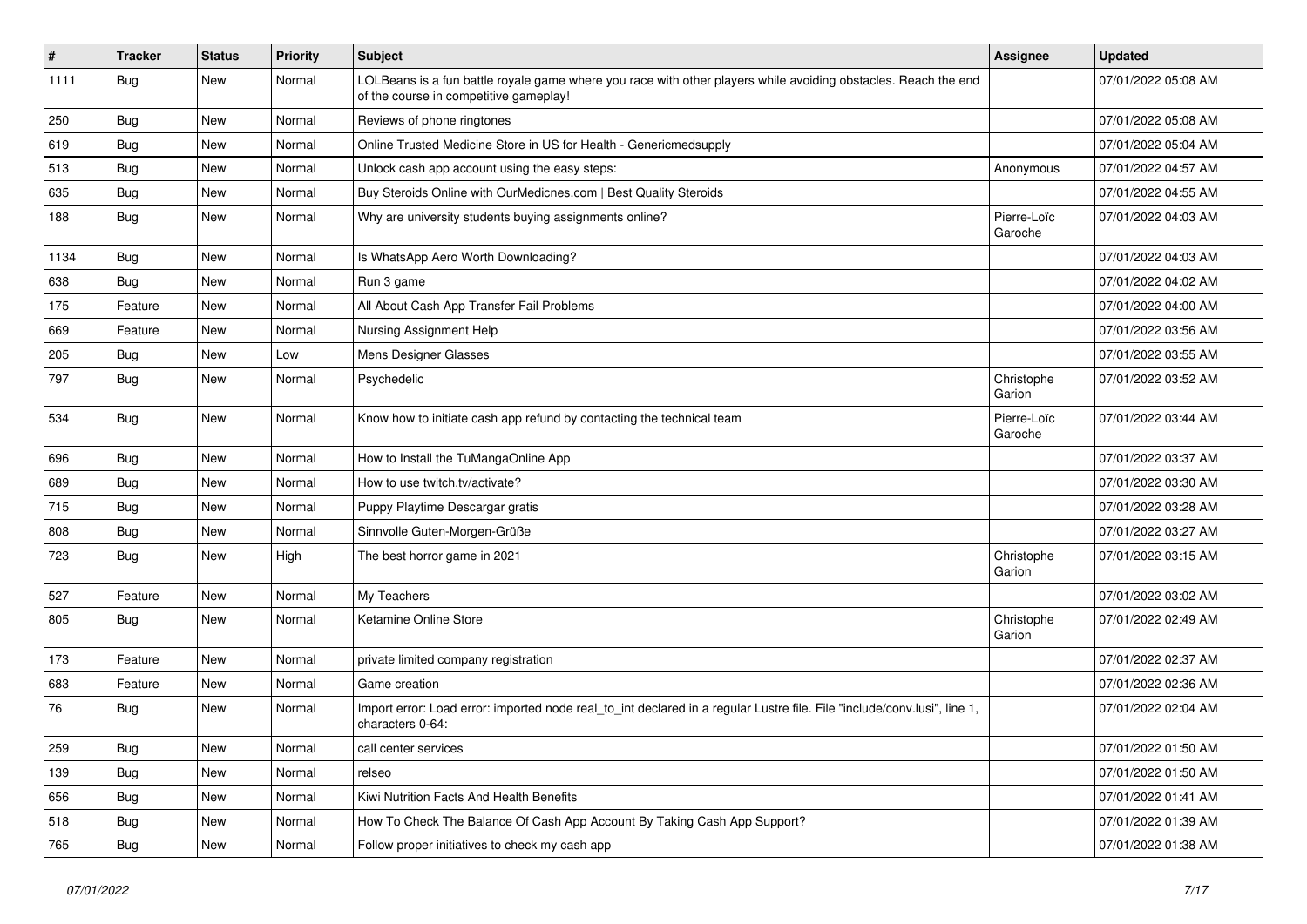| # | Tracker | Status | Priority | Subject | Assignee | Updated |
|---|---|---|---|---|---|---|
| 1111 | Bug | New | Normal | LOLBeans is a fun battle royale game where you race with other players while avoiding obstacles. Reach the end of the course in competitive gameplay! | | 07/01/2022 05:08 AM |
| 250 | Bug | New | Normal | Reviews of phone ringtones | | 07/01/2022 05:08 AM |
| 619 | Bug | New | Normal | Online Trusted Medicine Store in US for Health - Genericmedsupply | | 07/01/2022 05:04 AM |
| 513 | Bug | New | Normal | Unlock cash app account using the easy steps: | Anonymous | 07/01/2022 04:57 AM |
| 635 | Bug | New | Normal | Buy Steroids Online with OurMedicnes.com \| Best Quality Steroids | | 07/01/2022 04:55 AM |
| 188 | Bug | New | Normal | Why are university students buying assignments online? | Pierre-Loïc Garoche | 07/01/2022 04:03 AM |
| 1134 | Bug | New | Normal | Is WhatsApp Aero Worth Downloading? | | 07/01/2022 04:03 AM |
| 638 | Bug | New | Normal | Run 3 game | | 07/01/2022 04:02 AM |
| 175 | Feature | New | Normal | All About Cash App Transfer Fail Problems | | 07/01/2022 04:00 AM |
| 669 | Feature | New | Normal | Nursing Assignment Help | | 07/01/2022 03:56 AM |
| 205 | Bug | New | Low | Mens Designer Glasses | | 07/01/2022 03:55 AM |
| 797 | Bug | New | Normal | Psychedelic | Christophe Garion | 07/01/2022 03:52 AM |
| 534 | Bug | New | Normal | Know how to initiate cash app refund by contacting the technical team | Pierre-Loïc Garoche | 07/01/2022 03:44 AM |
| 696 | Bug | New | Normal | How to Install the TuMangaOnline App | | 07/01/2022 03:37 AM |
| 689 | Bug | New | Normal | How to use twitch.tv/activate? | | 07/01/2022 03:30 AM |
| 715 | Bug | New | Normal | Puppy Playtime Descargar gratis | | 07/01/2022 03:28 AM |
| 808 | Bug | New | Normal | Sinnvolle Guten-Morgen-Grüße | | 07/01/2022 03:27 AM |
| 723 | Bug | New | High | The best horror game in 2021 | Christophe Garion | 07/01/2022 03:15 AM |
| 527 | Feature | New | Normal | My Teachers | | 07/01/2022 03:02 AM |
| 805 | Bug | New | Normal | Ketamine Online Store | Christophe Garion | 07/01/2022 02:49 AM |
| 173 | Feature | New | Normal | private limited company registration | | 07/01/2022 02:37 AM |
| 683 | Feature | New | Normal | Game creation | | 07/01/2022 02:36 AM |
| 76 | Bug | New | Normal | Import error: Load error: imported node real_to_int declared in a regular Lustre file. File "include/conv.lusi", line 1, characters 0-64: | | 07/01/2022 02:04 AM |
| 259 | Bug | New | Normal | call center services | | 07/01/2022 01:50 AM |
| 139 | Bug | New | Normal | relseo | | 07/01/2022 01:50 AM |
| 656 | Bug | New | Normal | Kiwi Nutrition Facts And Health Benefits | | 07/01/2022 01:41 AM |
| 518 | Bug | New | Normal | How To Check The Balance Of Cash App Account By Taking Cash App Support? | | 07/01/2022 01:39 AM |
| 765 | Bug | New | Normal | Follow proper initiatives to check my cash app | | 07/01/2022 01:38 AM |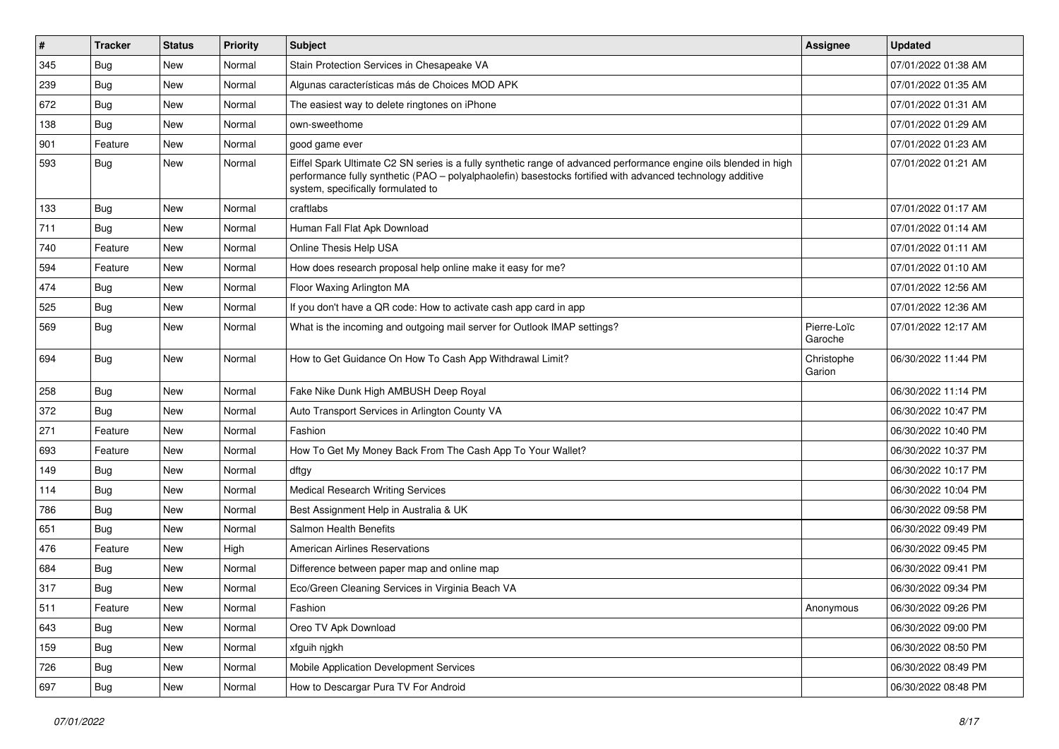| # | Tracker | Status | Priority | Subject | Assignee | Updated |
|---|---|---|---|---|---|---|
| 345 | Bug | New | Normal | Stain Protection Services in Chesapeake VA | | 07/01/2022 01:38 AM |
| 239 | Bug | New | Normal | Algunas características más de Choices MOD APK | | 07/01/2022 01:35 AM |
| 672 | Bug | New | Normal | The easiest way to delete ringtones on iPhone | | 07/01/2022 01:31 AM |
| 138 | Bug | New | Normal | own-sweethome | | 07/01/2022 01:29 AM |
| 901 | Feature | New | Normal | good game ever | | 07/01/2022 01:23 AM |
| 593 | Bug | New | Normal | Eiffel Spark Ultimate C2 SN series is a fully synthetic range of advanced performance engine oils blended in high performance fully synthetic (PAO – polyalphaolefin) basestocks fortified with advanced technology additive system, specifically formulated to | | 07/01/2022 01:21 AM |
| 133 | Bug | New | Normal | craftlabs | | 07/01/2022 01:17 AM |
| 711 | Bug | New | Normal | Human Fall Flat Apk Download | | 07/01/2022 01:14 AM |
| 740 | Feature | New | Normal | Online Thesis Help USA | | 07/01/2022 01:11 AM |
| 594 | Feature | New | Normal | How does research proposal help online make it easy for me? | | 07/01/2022 01:10 AM |
| 474 | Bug | New | Normal | Floor Waxing Arlington MA | | 07/01/2022 12:56 AM |
| 525 | Bug | New | Normal | If you don't have a QR code: How to activate cash app card in app | | 07/01/2022 12:36 AM |
| 569 | Bug | New | Normal | What is the incoming and outgoing mail server for Outlook IMAP settings? | Pierre-Loïc Garoche | 07/01/2022 12:17 AM |
| 694 | Bug | New | Normal | How to Get Guidance On How To Cash App Withdrawal Limit? | Christophe Garion | 06/30/2022 11:44 PM |
| 258 | Bug | New | Normal | Fake Nike Dunk High AMBUSH Deep Royal | | 06/30/2022 11:14 PM |
| 372 | Bug | New | Normal | Auto Transport Services in Arlington County VA | | 06/30/2022 10:47 PM |
| 271 | Feature | New | Normal | Fashion | | 06/30/2022 10:40 PM |
| 693 | Feature | New | Normal | How To Get My Money Back From The Cash App To Your Wallet? | | 06/30/2022 10:37 PM |
| 149 | Bug | New | Normal | dftgy | | 06/30/2022 10:17 PM |
| 114 | Bug | New | Normal | Medical Research Writing Services | | 06/30/2022 10:04 PM |
| 786 | Bug | New | Normal | Best Assignment Help in Australia & UK | | 06/30/2022 09:58 PM |
| 651 | Bug | New | Normal | Salmon Health Benefits | | 06/30/2022 09:49 PM |
| 476 | Feature | New | High | American Airlines Reservations | | 06/30/2022 09:45 PM |
| 684 | Bug | New | Normal | Difference between paper map and online map | | 06/30/2022 09:41 PM |
| 317 | Bug | New | Normal | Eco/Green Cleaning Services in Virginia Beach VA | | 06/30/2022 09:34 PM |
| 511 | Feature | New | Normal | Fashion | Anonymous | 06/30/2022 09:26 PM |
| 643 | Bug | New | Normal | Oreo TV Apk Download | | 06/30/2022 09:00 PM |
| 159 | Bug | New | Normal | xfguih njgkh | | 06/30/2022 08:50 PM |
| 726 | Bug | New | Normal | Mobile Application Development Services | | 06/30/2022 08:49 PM |
| 697 | Bug | New | Normal | How to Descargar Pura TV For Android | | 06/30/2022 08:48 PM |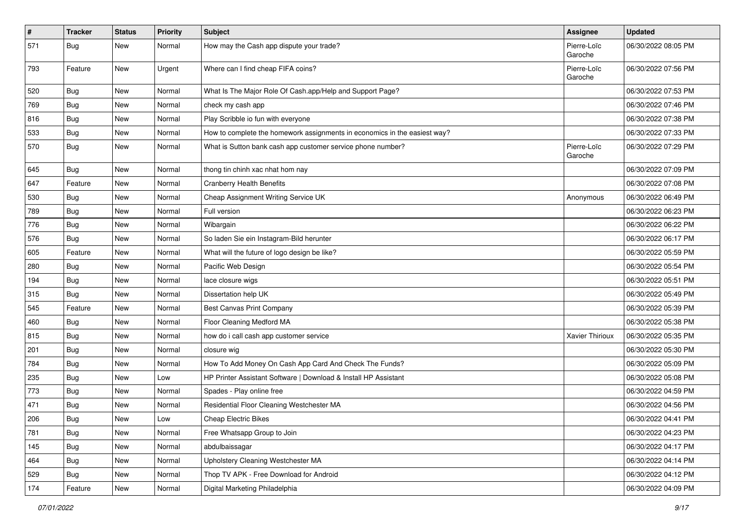| # | Tracker | Status | Priority | Subject | Assignee | Updated |
|---|---|---|---|---|---|---|
| 571 | Bug | New | Normal | How may the Cash app dispute your trade? | Pierre-Loïc Garoche | 06/30/2022 08:05 PM |
| 793 | Feature | New | Urgent | Where can I find cheap FIFA coins? | Pierre-Loïc Garoche | 06/30/2022 07:56 PM |
| 520 | Bug | New | Normal | What Is The Major Role Of Cash.app/Help and Support Page? | | 06/30/2022 07:53 PM |
| 769 | Bug | New | Normal | check my cash app | | 06/30/2022 07:46 PM |
| 816 | Bug | New | Normal | Play Scribble io fun with everyone | | 06/30/2022 07:38 PM |
| 533 | Bug | New | Normal | How to complete the homework assignments in economics in the easiest way? | | 06/30/2022 07:33 PM |
| 570 | Bug | New | Normal | What is Sutton bank cash app customer service phone number? | Pierre-Loïc Garoche | 06/30/2022 07:29 PM |
| 645 | Bug | New | Normal | thong tin chinh xac nhat hom nay | | 06/30/2022 07:09 PM |
| 647 | Feature | New | Normal | Cranberry Health Benefits | | 06/30/2022 07:08 PM |
| 530 | Bug | New | Normal | Cheap Assignment Writing Service UK | Anonymous | 06/30/2022 06:49 PM |
| 789 | Bug | New | Normal | Full version | | 06/30/2022 06:23 PM |
| 776 | Bug | New | Normal | Wibargain | | 06/30/2022 06:22 PM |
| 576 | Bug | New | Normal | So laden Sie ein Instagram-Bild herunter | | 06/30/2022 06:17 PM |
| 605 | Feature | New | Normal | What will the future of logo design be like? | | 06/30/2022 05:59 PM |
| 280 | Bug | New | Normal | Pacific Web Design | | 06/30/2022 05:54 PM |
| 194 | Bug | New | Normal | lace closure wigs | | 06/30/2022 05:51 PM |
| 315 | Bug | New | Normal | Dissertation help UK | | 06/30/2022 05:49 PM |
| 545 | Feature | New | Normal | Best Canvas Print Company | | 06/30/2022 05:39 PM |
| 460 | Bug | New | Normal | Floor Cleaning Medford MA | | 06/30/2022 05:38 PM |
| 815 | Bug | New | Normal | how do i call cash app customer service | Xavier Thirioux | 06/30/2022 05:35 PM |
| 201 | Bug | New | Normal | closure wig | | 06/30/2022 05:30 PM |
| 784 | Bug | New | Normal | How To Add Money On Cash App Card And Check The Funds? | | 06/30/2022 05:09 PM |
| 235 | Bug | New | Low | HP Printer Assistant Software \| Download & Install HP Assistant | | 06/30/2022 05:08 PM |
| 773 | Bug | New | Normal | Spades - Play online free | | 06/30/2022 04:59 PM |
| 471 | Bug | New | Normal | Residential Floor Cleaning Westchester MA | | 06/30/2022 04:56 PM |
| 206 | Bug | New | Low | Cheap Electric Bikes | | 06/30/2022 04:41 PM |
| 781 | Bug | New | Normal | Free Whatsapp Group to Join | | 06/30/2022 04:23 PM |
| 145 | Bug | New | Normal | abdulbaissagar | | 06/30/2022 04:17 PM |
| 464 | Bug | New | Normal | Upholstery Cleaning Westchester MA | | 06/30/2022 04:14 PM |
| 529 | Bug | New | Normal | Thop TV APK - Free Download for Android | | 06/30/2022 04:12 PM |
| 174 | Feature | New | Normal | Digital Marketing Philadelphia | | 06/30/2022 04:09 PM |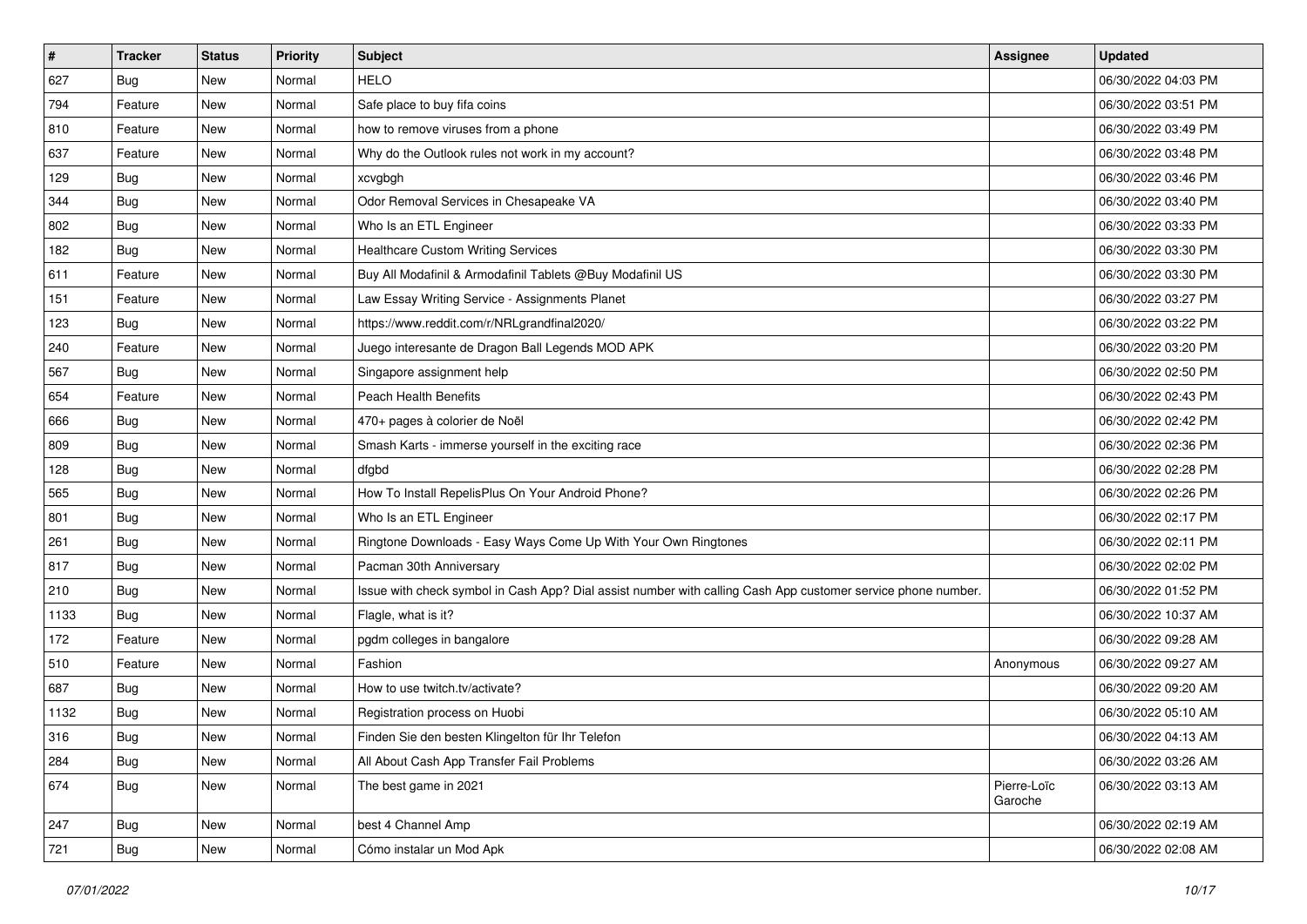| # | Tracker | Status | Priority | Subject | Assignee | Updated |
|---|---|---|---|---|---|---|
| 627 | Bug | New | Normal | HELO | | 06/30/2022 04:03 PM |
| 794 | Feature | New | Normal | Safe place to buy fifa coins | | 06/30/2022 03:51 PM |
| 810 | Feature | New | Normal | how to remove viruses from a phone | | 06/30/2022 03:49 PM |
| 637 | Feature | New | Normal | Why do the Outlook rules not work in my account? | | 06/30/2022 03:48 PM |
| 129 | Bug | New | Normal | xcvgbgh | | 06/30/2022 03:46 PM |
| 344 | Bug | New | Normal | Odor Removal Services in Chesapeake VA | | 06/30/2022 03:40 PM |
| 802 | Bug | New | Normal | Who Is an ETL Engineer | | 06/30/2022 03:33 PM |
| 182 | Bug | New | Normal | Healthcare Custom Writing Services | | 06/30/2022 03:30 PM |
| 611 | Feature | New | Normal | Buy All Modafinil & Armodafinil Tablets @Buy Modafinil US | | 06/30/2022 03:30 PM |
| 151 | Feature | New | Normal | Law Essay Writing Service - Assignments Planet | | 06/30/2022 03:27 PM |
| 123 | Bug | New | Normal | https://www.reddit.com/r/NRLgrandfinal2020/ | | 06/30/2022 03:22 PM |
| 240 | Feature | New | Normal | Juego interesante de Dragon Ball Legends MOD APK | | 06/30/2022 03:20 PM |
| 567 | Bug | New | Normal | Singapore assignment help | | 06/30/2022 02:50 PM |
| 654 | Feature | New | Normal | Peach Health Benefits | | 06/30/2022 02:43 PM |
| 666 | Bug | New | Normal | 470+ pages à colorier de Noël | | 06/30/2022 02:42 PM |
| 809 | Bug | New | Normal | Smash Karts - immerse yourself in the exciting race | | 06/30/2022 02:36 PM |
| 128 | Bug | New | Normal | dfgbd | | 06/30/2022 02:28 PM |
| 565 | Bug | New | Normal | How To Install RepelisPlus On Your Android Phone? | | 06/30/2022 02:26 PM |
| 801 | Bug | New | Normal | Who Is an ETL Engineer | | 06/30/2022 02:17 PM |
| 261 | Bug | New | Normal | Ringtone Downloads - Easy Ways Come Up With Your Own Ringtones | | 06/30/2022 02:11 PM |
| 817 | Bug | New | Normal | Pacman 30th Anniversary | | 06/30/2022 02:02 PM |
| 210 | Bug | New | Normal | Issue with check symbol in Cash App? Dial assist number with calling Cash App customer service phone number. | | 06/30/2022 01:52 PM |
| 1133 | Bug | New | Normal | Flagle, what is it? | | 06/30/2022 10:37 AM |
| 172 | Feature | New | Normal | pgdm colleges in bangalore | | 06/30/2022 09:28 AM |
| 510 | Feature | New | Normal | Fashion | Anonymous | 06/30/2022 09:27 AM |
| 687 | Bug | New | Normal | How to use twitch.tv/activate? | | 06/30/2022 09:20 AM |
| 1132 | Bug | New | Normal | Registration process on Huobi | | 06/30/2022 05:10 AM |
| 316 | Bug | New | Normal | Finden Sie den besten Klingelton für Ihr Telefon | | 06/30/2022 04:13 AM |
| 284 | Bug | New | Normal | All About Cash App Transfer Fail Problems | | 06/30/2022 03:26 AM |
| 674 | Bug | New | Normal | The best game in 2021 | Pierre-Loïc Garoche | 06/30/2022 03:13 AM |
| 247 | Bug | New | Normal | best 4 Channel Amp | | 06/30/2022 02:19 AM |
| 721 | Bug | New | Normal | Cómo instalar un Mod Apk | | 06/30/2022 02:08 AM |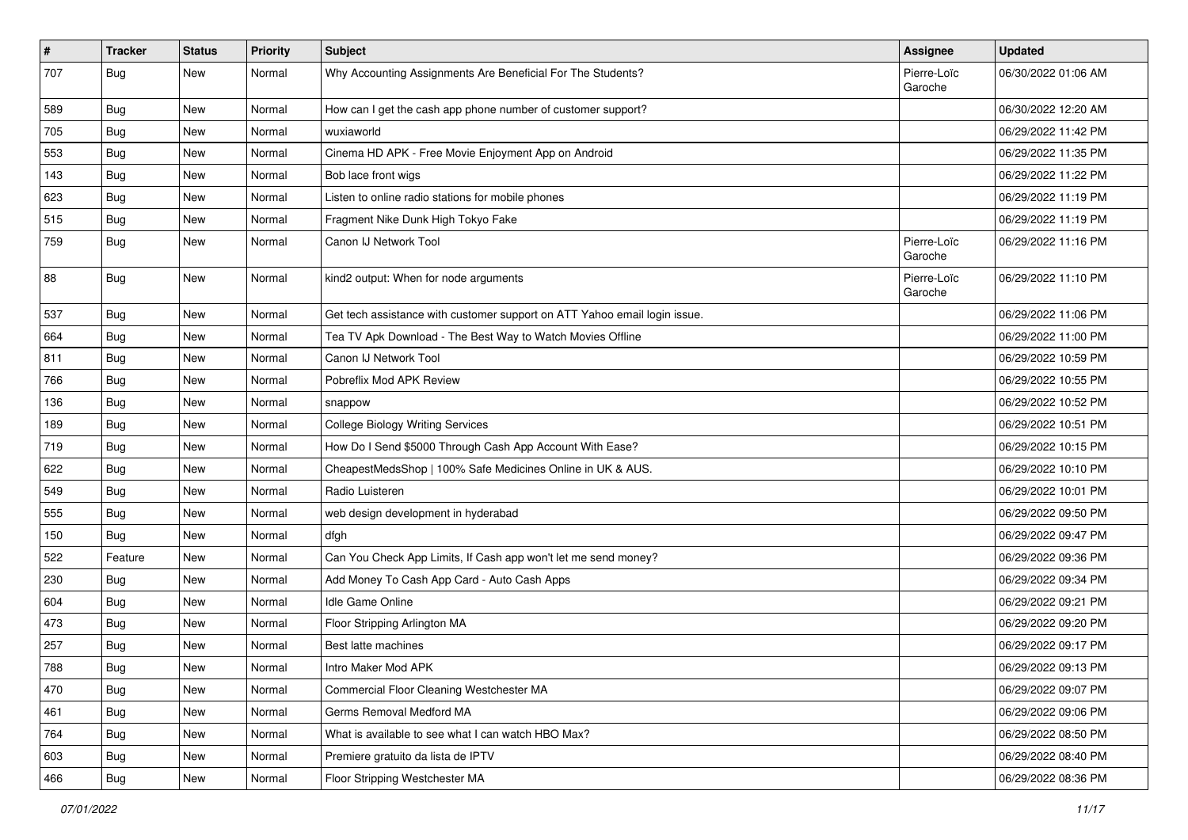| # | Tracker | Status | Priority | Subject | Assignee | Updated |
|---|---|---|---|---|---|---|
| 707 | Bug | New | Normal | Why Accounting Assignments Are Beneficial For The Students? | Pierre-Loïc Garoche | 06/30/2022 01:06 AM |
| 589 | Bug | New | Normal | How can I get the cash app phone number of customer support? | | 06/30/2022 12:20 AM |
| 705 | Bug | New | Normal | wuxiaworld | | 06/29/2022 11:42 PM |
| 553 | Bug | New | Normal | Cinema HD APK - Free Movie Enjoyment App on Android | | 06/29/2022 11:35 PM |
| 143 | Bug | New | Normal | Bob lace front wigs | | 06/29/2022 11:22 PM |
| 623 | Bug | New | Normal | Listen to online radio stations for mobile phones | | 06/29/2022 11:19 PM |
| 515 | Bug | New | Normal | Fragment Nike Dunk High Tokyo Fake | | 06/29/2022 11:19 PM |
| 759 | Bug | New | Normal | Canon IJ Network Tool | Pierre-Loïc Garoche | 06/29/2022 11:16 PM |
| 88 | Bug | New | Normal | kind2 output: When for node arguments | Pierre-Loïc Garoche | 06/29/2022 11:10 PM |
| 537 | Bug | New | Normal | Get tech assistance with customer support on ATT Yahoo email login issue. | | 06/29/2022 11:06 PM |
| 664 | Bug | New | Normal | Tea TV Apk Download - The Best Way to Watch Movies Offline | | 06/29/2022 11:00 PM |
| 811 | Bug | New | Normal | Canon IJ Network Tool | | 06/29/2022 10:59 PM |
| 766 | Bug | New | Normal | Pobreflix Mod APK Review | | 06/29/2022 10:55 PM |
| 136 | Bug | New | Normal | snappow | | 06/29/2022 10:52 PM |
| 189 | Bug | New | Normal | College Biology Writing Services | | 06/29/2022 10:51 PM |
| 719 | Bug | New | Normal | How Do I Send $5000 Through Cash App Account With Ease? | | 06/29/2022 10:15 PM |
| 622 | Bug | New | Normal | CheapestMedsShop \| 100% Safe Medicines Online in UK & AUS. | | 06/29/2022 10:10 PM |
| 549 | Bug | New | Normal | Radio Luisteren | | 06/29/2022 10:01 PM |
| 555 | Bug | New | Normal | web design development in hyderabad | | 06/29/2022 09:50 PM |
| 150 | Bug | New | Normal | dfgh | | 06/29/2022 09:47 PM |
| 522 | Feature | New | Normal | Can You Check App Limits, If Cash app won't let me send money? | | 06/29/2022 09:36 PM |
| 230 | Bug | New | Normal | Add Money To Cash App Card - Auto Cash Apps | | 06/29/2022 09:34 PM |
| 604 | Bug | New | Normal | Idle Game Online | | 06/29/2022 09:21 PM |
| 473 | Bug | New | Normal | Floor Stripping Arlington MA | | 06/29/2022 09:20 PM |
| 257 | Bug | New | Normal | Best latte machines | | 06/29/2022 09:17 PM |
| 788 | Bug | New | Normal | Intro Maker Mod APK | | 06/29/2022 09:13 PM |
| 470 | Bug | New | Normal | Commercial Floor Cleaning Westchester MA | | 06/29/2022 09:07 PM |
| 461 | Bug | New | Normal | Germs Removal Medford MA | | 06/29/2022 09:06 PM |
| 764 | Bug | New | Normal | What is available to see what I can watch HBO Max? | | 06/29/2022 08:50 PM |
| 603 | Bug | New | Normal | Premiere gratuito da lista de IPTV | | 06/29/2022 08:40 PM |
| 466 | Bug | New | Normal | Floor Stripping Westchester MA | | 06/29/2022 08:36 PM |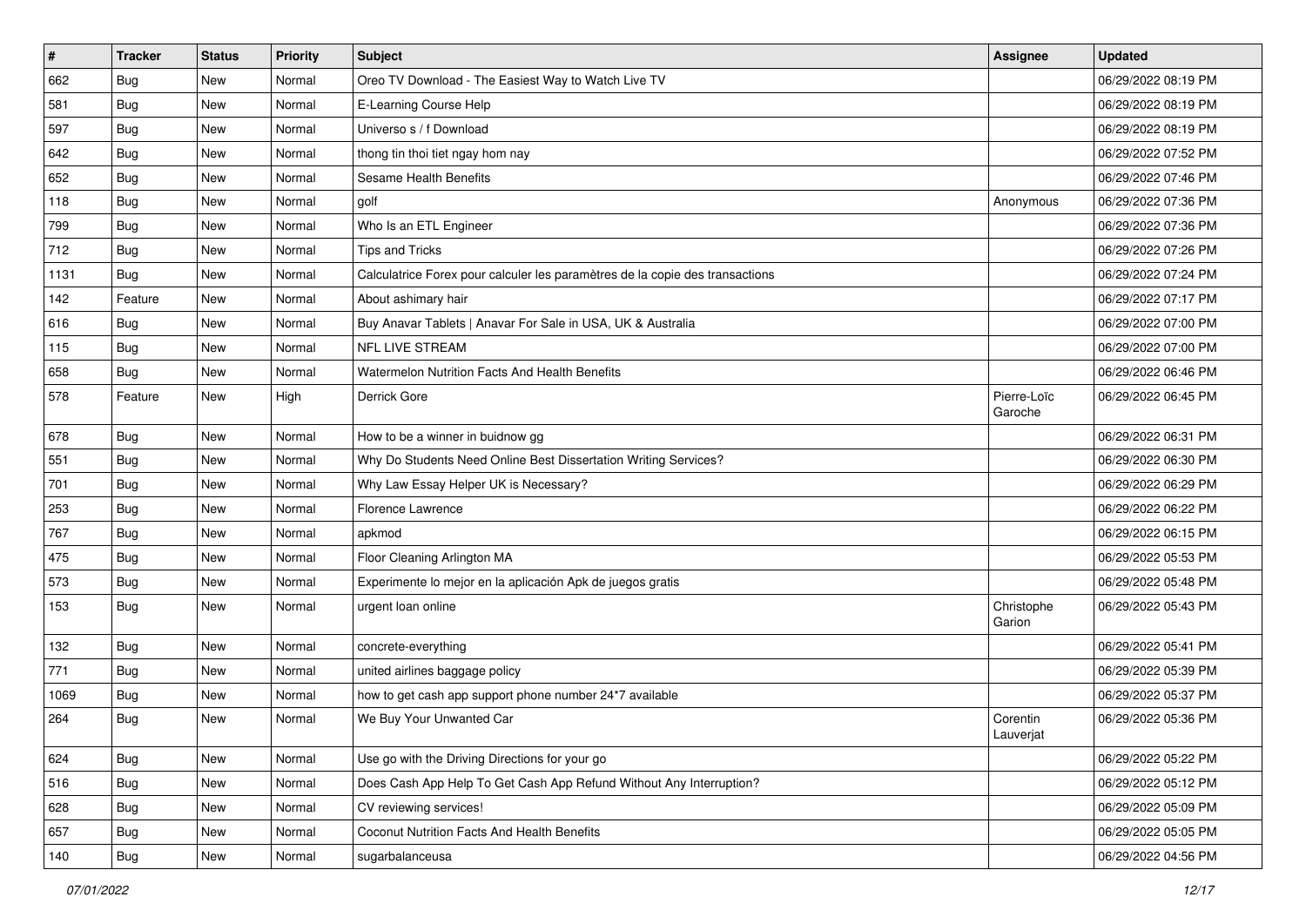| # | Tracker | Status | Priority | Subject | Assignee | Updated |
|---|---|---|---|---|---|---|
| 662 | Bug | New | Normal | Oreo TV Download - The Easiest Way to Watch Live TV | | 06/29/2022 08:19 PM |
| 581 | Bug | New | Normal | E-Learning Course Help | | 06/29/2022 08:19 PM |
| 597 | Bug | New | Normal | Universo s / f Download | | 06/29/2022 08:19 PM |
| 642 | Bug | New | Normal | thong tin thoi tiet ngay hom nay | | 06/29/2022 07:52 PM |
| 652 | Bug | New | Normal | Sesame Health Benefits | | 06/29/2022 07:46 PM |
| 118 | Bug | New | Normal | golf | Anonymous | 06/29/2022 07:36 PM |
| 799 | Bug | New | Normal | Who Is an ETL Engineer | | 06/29/2022 07:36 PM |
| 712 | Bug | New | Normal | Tips and Tricks | | 06/29/2022 07:26 PM |
| 1131 | Bug | New | Normal | Calculatrice Forex pour calculer les paramètres de la copie des transactions | | 06/29/2022 07:24 PM |
| 142 | Feature | New | Normal | About ashimary hair | | 06/29/2022 07:17 PM |
| 616 | Bug | New | Normal | Buy Anavar Tablets \| Anavar For Sale in USA, UK & Australia | | 06/29/2022 07:00 PM |
| 115 | Bug | New | Normal | NFL LIVE STREAM | | 06/29/2022 07:00 PM |
| 658 | Bug | New | Normal | Watermelon Nutrition Facts And Health Benefits | | 06/29/2022 06:46 PM |
| 578 | Feature | New | High | Derrick Gore | Pierre-Loïc Garoche | 06/29/2022 06:45 PM |
| 678 | Bug | New | Normal | How to be a winner in buidnow gg | | 06/29/2022 06:31 PM |
| 551 | Bug | New | Normal | Why Do Students Need Online Best Dissertation Writing Services? | | 06/29/2022 06:30 PM |
| 701 | Bug | New | Normal | Why Law Essay Helper UK is Necessary? | | 06/29/2022 06:29 PM |
| 253 | Bug | New | Normal | Florence Lawrence | | 06/29/2022 06:22 PM |
| 767 | Bug | New | Normal | apkmod | | 06/29/2022 06:15 PM |
| 475 | Bug | New | Normal | Floor Cleaning Arlington MA | | 06/29/2022 05:53 PM |
| 573 | Bug | New | Normal | Experimente lo mejor en la aplicación Apk de juegos gratis | | 06/29/2022 05:48 PM |
| 153 | Bug | New | Normal | urgent loan online | Christophe Garion | 06/29/2022 05:43 PM |
| 132 | Bug | New | Normal | concrete-everything | | 06/29/2022 05:41 PM |
| 771 | Bug | New | Normal | united airlines baggage policy | | 06/29/2022 05:39 PM |
| 1069 | Bug | New | Normal | how to get cash app support phone number 24*7 available | | 06/29/2022 05:37 PM |
| 264 | Bug | New | Normal | We Buy Your Unwanted Car | Corentin Lauverjat | 06/29/2022 05:36 PM |
| 624 | Bug | New | Normal | Use go with the Driving Directions for your go | | 06/29/2022 05:22 PM |
| 516 | Bug | New | Normal | Does Cash App Help To Get Cash App Refund Without Any Interruption? | | 06/29/2022 05:12 PM |
| 628 | Bug | New | Normal | CV reviewing services! | | 06/29/2022 05:09 PM |
| 657 | Bug | New | Normal | Coconut Nutrition Facts And Health Benefits | | 06/29/2022 05:05 PM |
| 140 | Bug | New | Normal | sugarbalanceusa | | 06/29/2022 04:56 PM |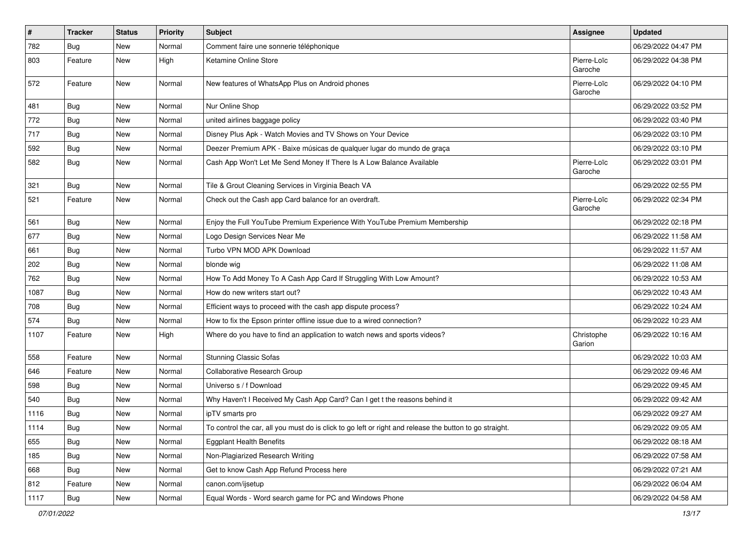| # | Tracker | Status | Priority | Subject | Assignee | Updated |
|---|---|---|---|---|---|---|
| 782 | Bug | New | Normal | Comment faire une sonnerie téléphonique | | 06/29/2022 04:47 PM |
| 803 | Feature | New | High | Ketamine Online Store | Pierre-Loïc Garoche | 06/29/2022 04:38 PM |
| 572 | Feature | New | Normal | New features of WhatsApp Plus on Android phones | Pierre-Loïc Garoche | 06/29/2022 04:10 PM |
| 481 | Bug | New | Normal | Nur Online Shop | | 06/29/2022 03:52 PM |
| 772 | Bug | New | Normal | united airlines baggage policy | | 06/29/2022 03:40 PM |
| 717 | Bug | New | Normal | Disney Plus Apk - Watch Movies and TV Shows on Your Device | | 06/29/2022 03:10 PM |
| 592 | Bug | New | Normal | Deezer Premium APK - Baixe músicas de qualquer lugar do mundo de graça | | 06/29/2022 03:10 PM |
| 582 | Bug | New | Normal | Cash App Won't Let Me Send Money If There Is A Low Balance Available | Pierre-Loïc Garoche | 06/29/2022 03:01 PM |
| 321 | Bug | New | Normal | Tile & Grout Cleaning Services in Virginia Beach VA | | 06/29/2022 02:55 PM |
| 521 | Feature | New | Normal | Check out the Cash app Card balance for an overdraft. | Pierre-Loïc Garoche | 06/29/2022 02:34 PM |
| 561 | Bug | New | Normal | Enjoy the Full YouTube Premium Experience With YouTube Premium Membership | | 06/29/2022 02:18 PM |
| 677 | Bug | New | Normal | Logo Design Services Near Me | | 06/29/2022 11:58 AM |
| 661 | Bug | New | Normal | Turbo VPN MOD APK Download | | 06/29/2022 11:57 AM |
| 202 | Bug | New | Normal | blonde wig | | 06/29/2022 11:08 AM |
| 762 | Bug | New | Normal | How To Add Money To A Cash App Card If Struggling With Low Amount? | | 06/29/2022 10:53 AM |
| 1087 | Bug | New | Normal | How do new writers start out? | | 06/29/2022 10:43 AM |
| 708 | Bug | New | Normal | Efficient ways to proceed with the cash app dispute process? | | 06/29/2022 10:24 AM |
| 574 | Bug | New | Normal | How to fix the Epson printer offline issue due to a wired connection? | | 06/29/2022 10:23 AM |
| 1107 | Feature | New | High | Where do you have to find an application to watch news and sports videos? | Christophe Garion | 06/29/2022 10:16 AM |
| 558 | Feature | New | Normal | Stunning Classic Sofas | | 06/29/2022 10:03 AM |
| 646 | Feature | New | Normal | Collaborative Research Group | | 06/29/2022 09:46 AM |
| 598 | Bug | New | Normal | Universo s / f Download | | 06/29/2022 09:45 AM |
| 540 | Bug | New | Normal | Why Haven't I Received My Cash App Card? Can I get t the reasons behind it | | 06/29/2022 09:42 AM |
| 1116 | Bug | New | Normal | ipTV smarts pro | | 06/29/2022 09:27 AM |
| 1114 | Bug | New | Normal | To control the car, all you must do is click to go left or right and release the button to go straight. | | 06/29/2022 09:05 AM |
| 655 | Bug | New | Normal | Eggplant Health Benefits | | 06/29/2022 08:18 AM |
| 185 | Bug | New | Normal | Non-Plagiarized Research Writing | | 06/29/2022 07:58 AM |
| 668 | Bug | New | Normal | Get to know Cash App Refund Process here | | 06/29/2022 07:21 AM |
| 812 | Feature | New | Normal | canon.com/ijsetup | | 06/29/2022 06:04 AM |
| 1117 | Bug | New | Normal | Equal Words - Word search game for PC and Windows Phone | | 06/29/2022 04:58 AM |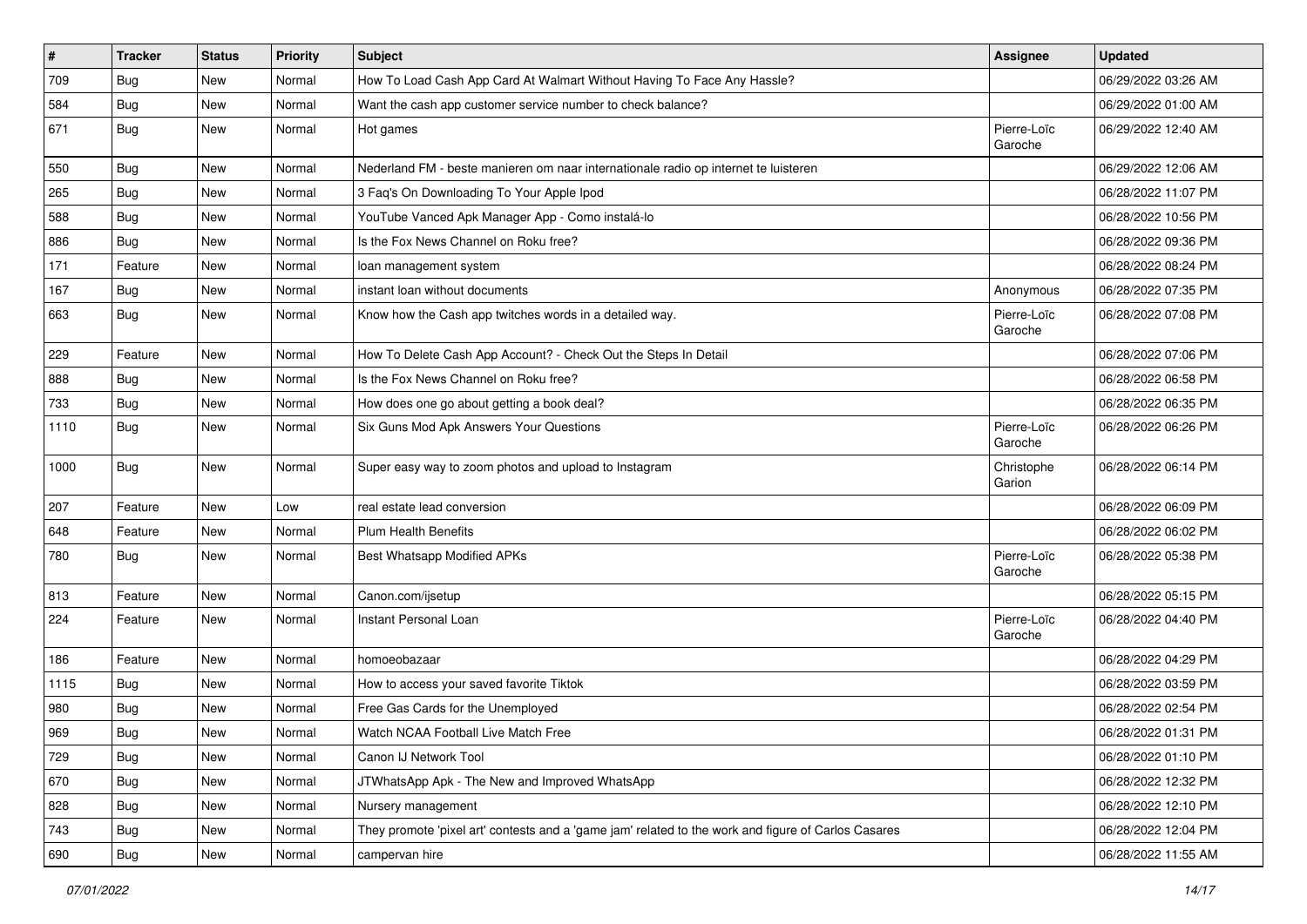| # | Tracker | Status | Priority | Subject | Assignee | Updated |
|---|---|---|---|---|---|---|
| 709 | Bug | New | Normal | How To Load Cash App Card At Walmart Without Having To Face Any Hassle? | | 06/29/2022 03:26 AM |
| 584 | Bug | New | Normal | Want the cash app customer service number to check balance? | | 06/29/2022 01:00 AM |
| 671 | Bug | New | Normal | Hot games | Pierre-Loïc Garoche | 06/29/2022 12:40 AM |
| 550 | Bug | New | Normal | Nederland FM - beste manieren om naar internationale radio op internet te luisteren | | 06/29/2022 12:06 AM |
| 265 | Bug | New | Normal | 3 Faq's On Downloading To Your Apple Ipod | | 06/28/2022 11:07 PM |
| 588 | Bug | New | Normal | YouTube Vanced Apk Manager App - Como instalá-lo | | 06/28/2022 10:56 PM |
| 886 | Bug | New | Normal | Is the Fox News Channel on Roku free? | | 06/28/2022 09:36 PM |
| 171 | Feature | New | Normal | loan management system | | 06/28/2022 08:24 PM |
| 167 | Bug | New | Normal | instant loan without documents | Anonymous | 06/28/2022 07:35 PM |
| 663 | Bug | New | Normal | Know how the Cash app twitches words in a detailed way. | Pierre-Loïc Garoche | 06/28/2022 07:08 PM |
| 229 | Feature | New | Normal | How To Delete Cash App Account? - Check Out the Steps In Detail | | 06/28/2022 07:06 PM |
| 888 | Bug | New | Normal | Is the Fox News Channel on Roku free? | | 06/28/2022 06:58 PM |
| 733 | Bug | New | Normal | How does one go about getting a book deal? | | 06/28/2022 06:35 PM |
| 1110 | Bug | New | Normal | Six Guns Mod Apk Answers Your Questions | Pierre-Loïc Garoche | 06/28/2022 06:26 PM |
| 1000 | Bug | New | Normal | Super easy way to zoom photos and upload to Instagram | Christophe Garion | 06/28/2022 06:14 PM |
| 207 | Feature | New | Low | real estate lead conversion | | 06/28/2022 06:09 PM |
| 648 | Feature | New | Normal | Plum Health Benefits | | 06/28/2022 06:02 PM |
| 780 | Bug | New | Normal | Best Whatsapp Modified APKs | Pierre-Loïc Garoche | 06/28/2022 05:38 PM |
| 813 | Feature | New | Normal | Canon.com/ijsetup | | 06/28/2022 05:15 PM |
| 224 | Feature | New | Normal | Instant Personal Loan | Pierre-Loïc Garoche | 06/28/2022 04:40 PM |
| 186 | Feature | New | Normal | homoeobazaar | | 06/28/2022 04:29 PM |
| 1115 | Bug | New | Normal | How to access your saved favorite Tiktok | | 06/28/2022 03:59 PM |
| 980 | Bug | New | Normal | Free Gas Cards for the Unemployed | | 06/28/2022 02:54 PM |
| 969 | Bug | New | Normal | Watch NCAA Football Live Match Free | | 06/28/2022 01:31 PM |
| 729 | Bug | New | Normal | Canon IJ Network Tool | | 06/28/2022 01:10 PM |
| 670 | Bug | New | Normal | JTWhatsApp Apk - The New and Improved WhatsApp | | 06/28/2022 12:32 PM |
| 828 | Bug | New | Normal | Nursery management | | 06/28/2022 12:10 PM |
| 743 | Bug | New | Normal | They promote 'pixel art' contests and a 'game jam' related to the work and figure of Carlos Casares | | 06/28/2022 12:04 PM |
| 690 | Bug | New | Normal | campervan hire | | 06/28/2022 11:55 AM |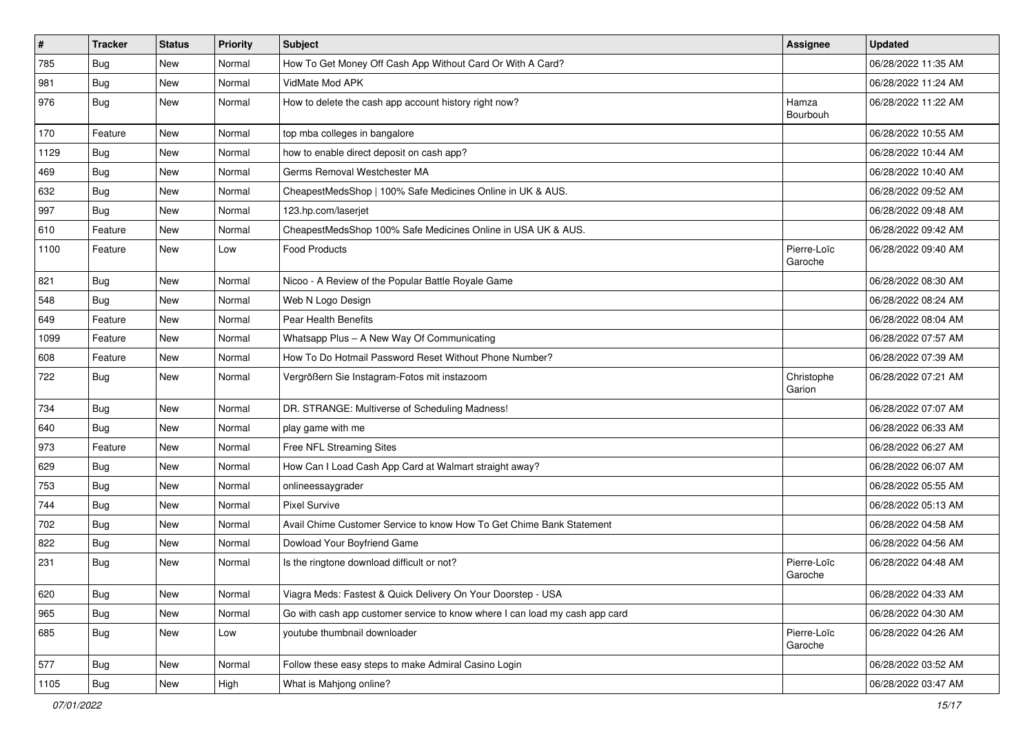| # | Tracker | Status | Priority | Subject | Assignee | Updated |
|---|---|---|---|---|---|---|
| 785 | Bug | New | Normal | How To Get Money Off Cash App Without Card Or With A Card? | | 06/28/2022 11:35 AM |
| 981 | Bug | New | Normal | VidMate Mod APK | | 06/28/2022 11:24 AM |
| 976 | Bug | New | Normal | How to delete the cash app account history right now? | Hamza Bourbouh | 06/28/2022 11:22 AM |
| 170 | Feature | New | Normal | top mba colleges in bangalore | | 06/28/2022 10:55 AM |
| 1129 | Bug | New | Normal | how to enable direct deposit on cash app? | | 06/28/2022 10:44 AM |
| 469 | Bug | New | Normal | Germs Removal Westchester MA | | 06/28/2022 10:40 AM |
| 632 | Bug | New | Normal | CheapestMedsShop \| 100% Safe Medicines Online in UK & AUS. | | 06/28/2022 09:52 AM |
| 997 | Bug | New | Normal | 123.hp.com/laserjet | | 06/28/2022 09:48 AM |
| 610 | Feature | New | Normal | CheapestMedsShop 100% Safe Medicines Online in USA UK & AUS. | | 06/28/2022 09:42 AM |
| 1100 | Feature | New | Low | Food Products | Pierre-Loïc Garoche | 06/28/2022 09:40 AM |
| 821 | Bug | New | Normal | Nicoo - A Review of the Popular Battle Royale Game | | 06/28/2022 08:30 AM |
| 548 | Bug | New | Normal | Web N Logo Design | | 06/28/2022 08:24 AM |
| 649 | Feature | New | Normal | Pear Health Benefits | | 06/28/2022 08:04 AM |
| 1099 | Feature | New | Normal | Whatsapp Plus – A New Way Of Communicating | | 06/28/2022 07:57 AM |
| 608 | Feature | New | Normal | How To Do Hotmail Password Reset Without Phone Number? | | 06/28/2022 07:39 AM |
| 722 | Bug | New | Normal | Vergrößern Sie Instagram-Fotos mit instazoom | Christophe Garion | 06/28/2022 07:21 AM |
| 734 | Bug | New | Normal | DR. STRANGE: Multiverse of Scheduling Madness! | | 06/28/2022 07:07 AM |
| 640 | Bug | New | Normal | play game with me | | 06/28/2022 06:33 AM |
| 973 | Feature | New | Normal | Free NFL Streaming Sites | | 06/28/2022 06:27 AM |
| 629 | Bug | New | Normal | How Can I Load Cash App Card at Walmart straight away? | | 06/28/2022 06:07 AM |
| 753 | Bug | New | Normal | onlineessaygrader | | 06/28/2022 05:55 AM |
| 744 | Bug | New | Normal | Pixel Survive | | 06/28/2022 05:13 AM |
| 702 | Bug | New | Normal | Avail Chime Customer Service to know How To Get Chime Bank Statement | | 06/28/2022 04:58 AM |
| 822 | Bug | New | Normal | Dowload Your Boyfriend Game | | 06/28/2022 04:56 AM |
| 231 | Bug | New | Normal | Is the ringtone download difficult or not? | Pierre-Loïc Garoche | 06/28/2022 04:48 AM |
| 620 | Bug | New | Normal | Viagra Meds: Fastest & Quick Delivery On Your Doorstep - USA | | 06/28/2022 04:33 AM |
| 965 | Bug | New | Normal | Go with cash app customer service to know where I can load my cash app card | | 06/28/2022 04:30 AM |
| 685 | Bug | New | Low | youtube thumbnail downloader | Pierre-Loïc Garoche | 06/28/2022 04:26 AM |
| 577 | Bug | New | Normal | Follow these easy steps to make Admiral Casino Login | | 06/28/2022 03:52 AM |
| 1105 | Bug | New | High | What is Mahjong online? | | 06/28/2022 03:47 AM |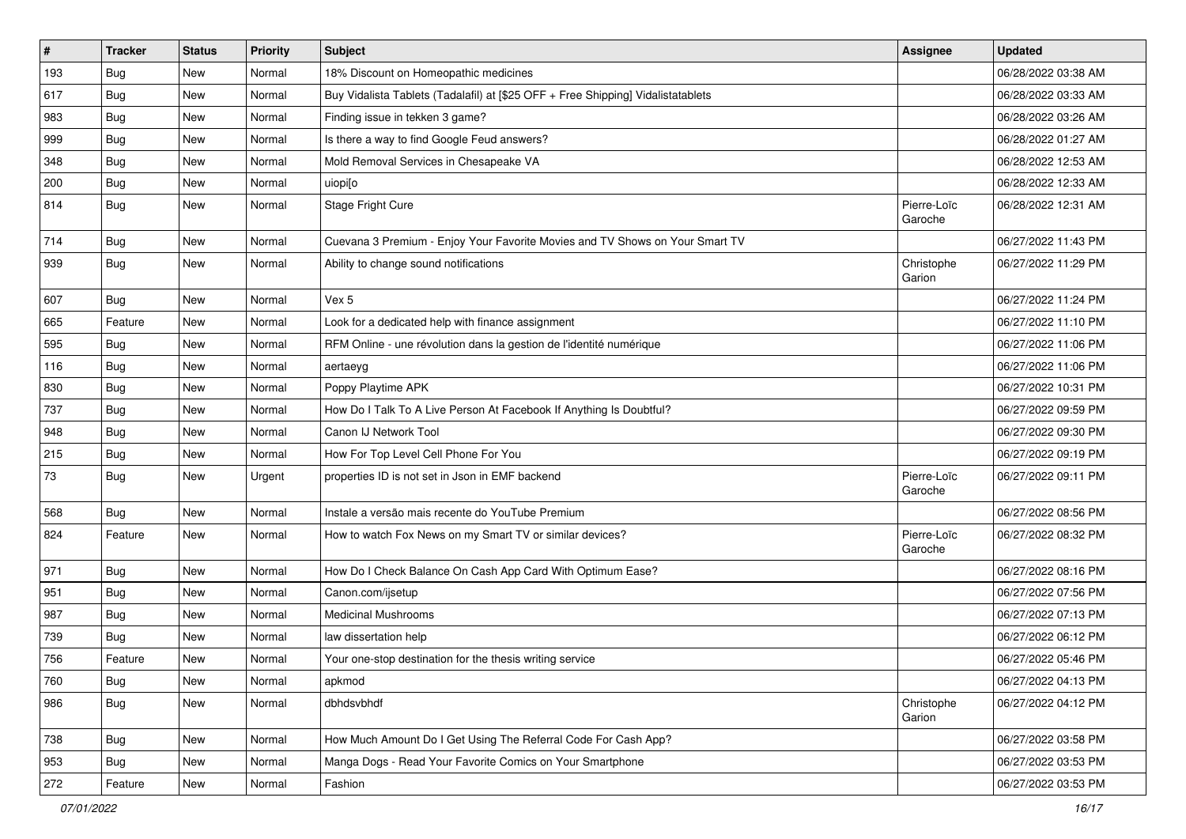| # | Tracker | Status | Priority | Subject | Assignee | Updated |
|---|---|---|---|---|---|---|
| 193 | Bug | New | Normal | 18% Discount on Homeopathic medicines | | 06/28/2022 03:38 AM |
| 617 | Bug | New | Normal | Buy Vidalista Tablets (Tadalafil) at [$25 OFF + Free Shipping] Vidalistatablets | | 06/28/2022 03:33 AM |
| 983 | Bug | New | Normal | Finding issue in tekken 3 game? | | 06/28/2022 03:26 AM |
| 999 | Bug | New | Normal | Is there a way to find Google Feud answers? | | 06/28/2022 01:27 AM |
| 348 | Bug | New | Normal | Mold Removal Services in Chesapeake VA | | 06/28/2022 12:53 AM |
| 200 | Bug | New | Normal | uiopi[o | | 06/28/2022 12:33 AM |
| 814 | Bug | New | Normal | Stage Fright Cure | Pierre-Loïc Garoche | 06/28/2022 12:31 AM |
| 714 | Bug | New | Normal | Cuevana 3 Premium - Enjoy Your Favorite Movies and TV Shows on Your Smart TV | | 06/27/2022 11:43 PM |
| 939 | Bug | New | Normal | Ability to change sound notifications | Christophe Garion | 06/27/2022 11:29 PM |
| 607 | Bug | New | Normal | Vex 5 | | 06/27/2022 11:24 PM |
| 665 | Feature | New | Normal | Look for a dedicated help with finance assignment | | 06/27/2022 11:10 PM |
| 595 | Bug | New | Normal | RFM Online - une révolution dans la gestion de l'identité numérique | | 06/27/2022 11:06 PM |
| 116 | Bug | New | Normal | aertaeyg | | 06/27/2022 11:06 PM |
| 830 | Bug | New | Normal | Poppy Playtime APK | | 06/27/2022 10:31 PM |
| 737 | Bug | New | Normal | How Do I Talk To A Live Person At Facebook If Anything Is Doubtful? | | 06/27/2022 09:59 PM |
| 948 | Bug | New | Normal | Canon IJ Network Tool | | 06/27/2022 09:30 PM |
| 215 | Bug | New | Normal | How For Top Level Cell Phone For You | | 06/27/2022 09:19 PM |
| 73 | Bug | New | Urgent | properties ID is not set in Json in EMF backend | Pierre-Loïc Garoche | 06/27/2022 09:11 PM |
| 568 | Bug | New | Normal | Instale a versão mais recente do YouTube Premium | | 06/27/2022 08:56 PM |
| 824 | Feature | New | Normal | How to watch Fox News on my Smart TV or similar devices? | Pierre-Loïc Garoche | 06/27/2022 08:32 PM |
| 971 | Bug | New | Normal | How Do I Check Balance On Cash App Card With Optimum Ease? | | 06/27/2022 08:16 PM |
| 951 | Bug | New | Normal | Canon.com/ijsetup | | 06/27/2022 07:56 PM |
| 987 | Bug | New | Normal | Medicinal Mushrooms | | 06/27/2022 07:13 PM |
| 739 | Bug | New | Normal | law dissertation help | | 06/27/2022 06:12 PM |
| 756 | Feature | New | Normal | Your one-stop destination for the thesis writing service | | 06/27/2022 05:46 PM |
| 760 | Bug | New | Normal | apkmod | | 06/27/2022 04:13 PM |
| 986 | Bug | New | Normal | dbhdsvbhdf | Christophe Garion | 06/27/2022 04:12 PM |
| 738 | Bug | New | Normal | How Much Amount Do I Get Using The Referral Code For Cash App? | | 06/27/2022 03:58 PM |
| 953 | Bug | New | Normal | Manga Dogs - Read Your Favorite Comics on Your Smartphone | | 06/27/2022 03:53 PM |
| 272 | Feature | New | Normal | Fashion | | 06/27/2022 03:53 PM |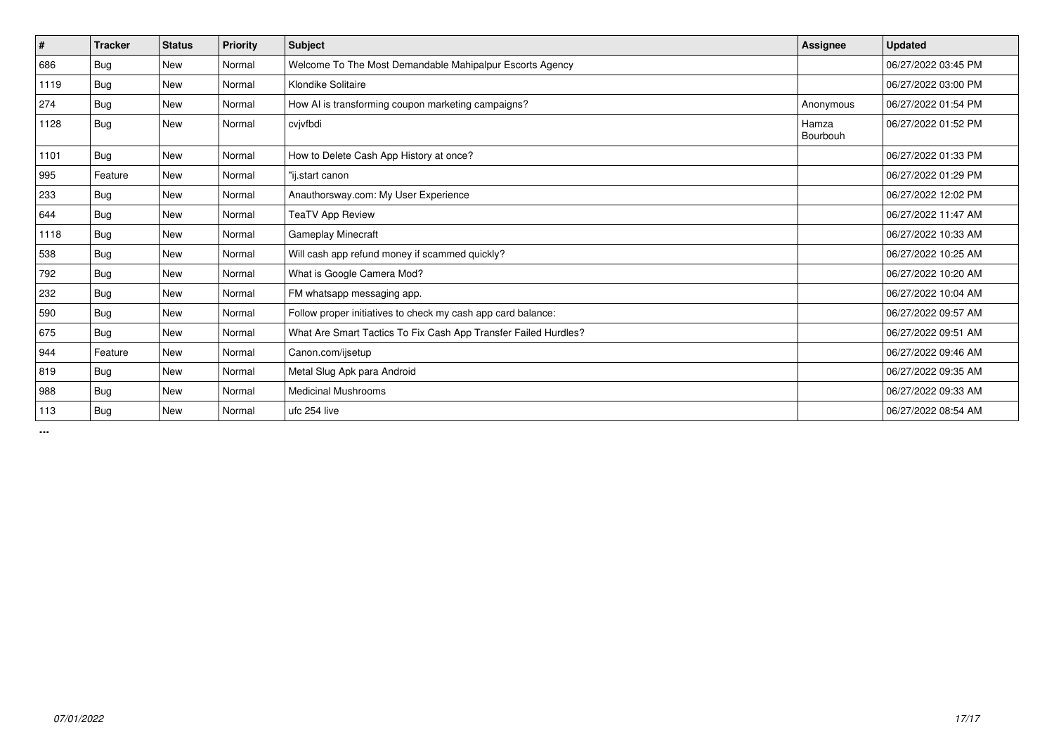| # | Tracker | Status | Priority | Subject | Assignee | Updated |
|---|---|---|---|---|---|---|
| 686 | Bug | New | Normal | Welcome To The Most Demandable Mahipalpur Escorts Agency | | 06/27/2022 03:45 PM |
| 1119 | Bug | New | Normal | Klondike Solitaire | | 06/27/2022 03:00 PM |
| 274 | Bug | New | Normal | How AI is transforming coupon marketing campaigns? | Anonymous | 06/27/2022 01:54 PM |
| 1128 | Bug | New | Normal | cvjvfbdi | Hamza Bourbouh | 06/27/2022 01:52 PM |
| 1101 | Bug | New | Normal | How to Delete Cash App History at once? | | 06/27/2022 01:33 PM |
| 995 | Feature | New | Normal | "ij.start canon | | 06/27/2022 01:29 PM |
| 233 | Bug | New | Normal | Anauthorsway.com: My User Experience | | 06/27/2022 12:02 PM |
| 644 | Bug | New | Normal | TeaTV App Review | | 06/27/2022 11:47 AM |
| 1118 | Bug | New | Normal | Gameplay Minecraft | | 06/27/2022 10:33 AM |
| 538 | Bug | New | Normal | Will cash app refund money if scammed quickly? | | 06/27/2022 10:25 AM |
| 792 | Bug | New | Normal | What is Google Camera Mod? | | 06/27/2022 10:20 AM |
| 232 | Bug | New | Normal | FM whatsapp messaging app. | | 06/27/2022 10:04 AM |
| 590 | Bug | New | Normal | Follow proper initiatives to check my cash app card balance: | | 06/27/2022 09:57 AM |
| 675 | Bug | New | Normal | What Are Smart Tactics To Fix Cash App Transfer Failed Hurdles? | | 06/27/2022 09:51 AM |
| 944 | Feature | New | Normal | Canon.com/ijsetup | | 06/27/2022 09:46 AM |
| 819 | Bug | New | Normal | Metal Slug Apk para Android | | 06/27/2022 09:35 AM |
| 988 | Bug | New | Normal | Medicinal Mushrooms | | 06/27/2022 09:33 AM |
| 113 | Bug | New | Normal | ufc 254 live | | 06/27/2022 08:54 AM |

...